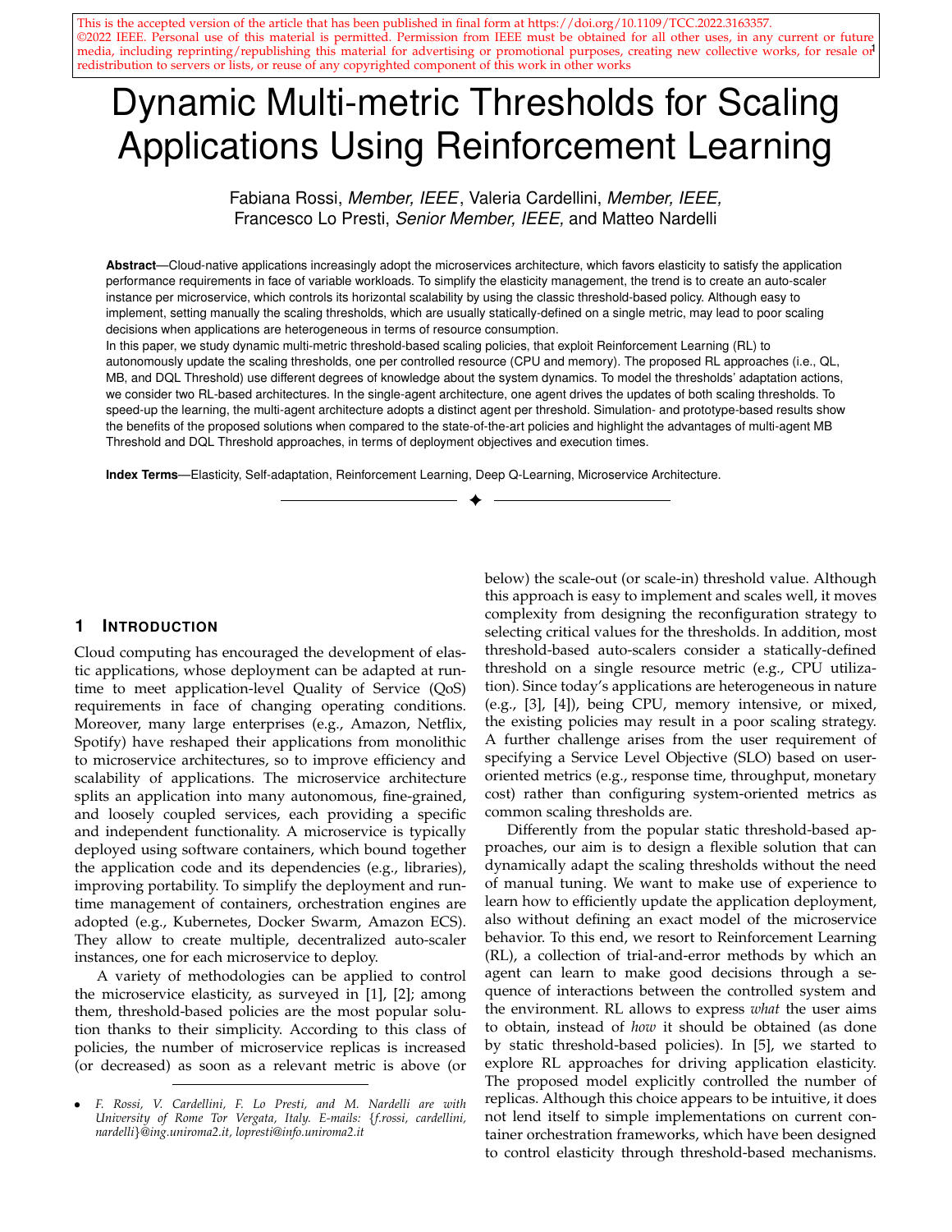This is the accepted version of the article that has been published in final form at https://doi.org/10.1109/TCC.2022.3163357.
©2022 IEEE. Personal use of this material is permitted. Permission from IEEE must be obtained for all other uses, in any current or future media, including reprinting/republishing this material for advertising or promotional purposes, creating new collective works, for resale or redistribution to servers or lists, or reuse of any copyrighted component of this work in other works

# Dynamic Multi-metric Thresholds for Scaling Applications Using Reinforcement Learning

Fabiana Rossi, *Member, IEEE*, Valeria Cardellini, *Member, IEEE*, Francesco Lo Presti, *Senior Member, IEEE*, and Matteo Nardelli

**Abstract**—Cloud-native applications increasingly adopt the microservices architecture, which favors elasticity to satisfy the application performance requirements in face of variable workloads. To simplify the elasticity management, the trend is to create an auto-scaler instance per microservice, which controls its horizontal scalability by using the classic threshold-based policy. Although easy to implement, setting manually the scaling thresholds, which are usually statically-defined on a single metric, may lead to poor scaling decisions when applications are heterogeneous in terms of resource consumption.
In this paper, we study dynamic multi-metric threshold-based scaling policies, that exploit Reinforcement Learning (RL) to autonomously update the scaling thresholds, one per controlled resource (CPU and memory). The proposed RL approaches (i.e., QL, MB, and DQL Threshold) use different degrees of knowledge about the system dynamics. To model the thresholds' adaptation actions, we consider two RL-based architectures. In the single-agent architecture, one agent drives the updates of both scaling thresholds. To speed-up the learning, the multi-agent architecture adopts a distinct agent per threshold. Simulation- and prototype-based results show the benefits of the proposed solutions when compared to the state-of-the-art policies and highlight the advantages of multi-agent MB Threshold and DQL Threshold approaches, in terms of deployment objectives and execution times.

**Index Terms**—Elasticity, Self-adaptation, Reinforcement Learning, Deep Q-Learning, Microservice Architecture.

## 1 Introduction

Cloud computing has encouraged the development of elastic applications, whose deployment can be adapted at run-time to meet application-level Quality of Service (QoS) requirements in face of changing operating conditions. Moreover, many large enterprises (e.g., Amazon, Netflix, Spotify) have reshaped their applications from monolithic to microservice architectures, so to improve efficiency and scalability of applications. The microservice architecture splits an application into many autonomous, fine-grained, and loosely coupled services, each providing a specific and independent functionality. A microservice is typically deployed using software containers, which bound together the application code and its dependencies (e.g., libraries), improving portability. To simplify the deployment and run-time management of containers, orchestration engines are adopted (e.g., Kubernetes, Docker Swarm, Amazon ECS). They allow to create multiple, decentralized auto-scaler instances, one for each microservice to deploy.

A variety of methodologies can be applied to control the microservice elasticity, as surveyed in [1], [2]; among them, threshold-based policies are the most popular solution thanks to their simplicity. According to this class of policies, the number of microservice replicas is increased (or decreased) as soon as a relevant metric is above (or below) the scale-out (or scale-in) threshold value. Although this approach is easy to implement and scales well, it moves complexity from designing the reconfiguration strategy to selecting critical values for the thresholds. In addition, most threshold-based auto-scalers consider a statically-defined threshold on a single resource metric (e.g., CPU utilization). Since today's applications are heterogeneous in nature (e.g., [3], [4]), being CPU, memory intensive, or mixed, the existing policies may result in a poor scaling strategy. A further challenge arises from the user requirement of specifying a Service Level Objective (SLO) based on user-oriented metrics (e.g., response time, throughput, monetary cost) rather than configuring system-oriented metrics as common scaling thresholds are.

Differently from the popular static threshold-based approaches, our aim is to design a flexible solution that can dynamically adapt the scaling thresholds without the need of manual tuning. We want to make use of experience to learn how to efficiently update the application deployment, also without defining an exact model of the microservice behavior. To this end, we resort to Reinforcement Learning (RL), a collection of trial-and-error methods by which an agent can learn to make good decisions through a sequence of interactions between the controlled system and the environment. RL allows to express *what* the user aims to obtain, instead of *how* it should be obtained (as done by static threshold-based policies). In [5], we started to explore RL approaches for driving application elasticity. The proposed model explicitly controlled the number of replicas. Although this choice appears to be intuitive, it does not lend itself to simple implementations on current container orchestration frameworks, which have been designed to control elasticity through threshold-based mechanisms.

- *F. Rossi, V. Cardellini, F. Lo Presti, and M. Nardelli are with University of Rome Tor Vergata, Italy. E-mails: {f.rossi, cardellini, nardelli}@ing.uniroma2.it, lopresti@info.uniroma2.it*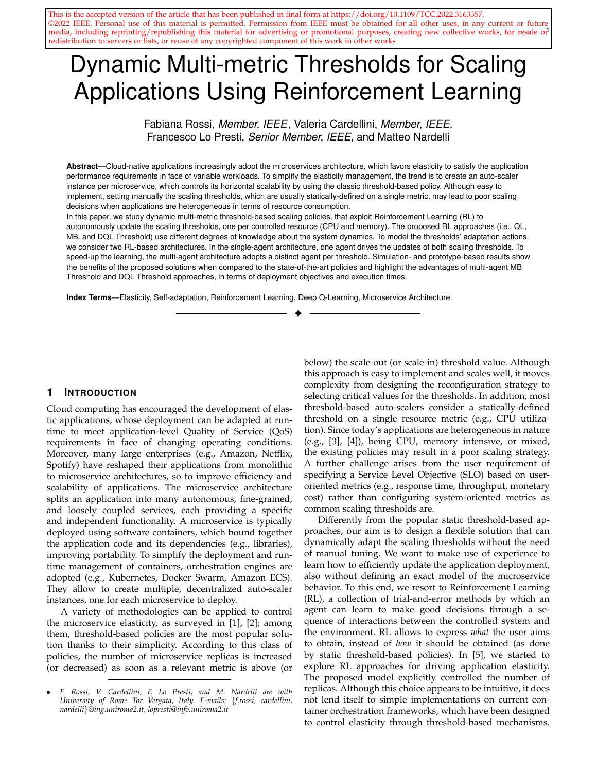This is the accepted version of the article that has been published in final form at https://doi.org/10.1109/TCC.2022.3163357.
©2022 IEEE. Personal use of this material is permitted. Permission from IEEE must be obtained for all other uses, in any current or future media, including reprinting/republishing this material for advertising or promotional purposes, creating new collective works, for resale or redistribution to servers or lists, or reuse of any copyrighted component of this work in other works

# Dynamic Multi-metric Thresholds for Scaling Applications Using Reinforcement Learning

Fabiana Rossi, *Member, IEEE*, Valeria Cardellini, *Member, IEEE,* Francesco Lo Presti, *Senior Member, IEEE,* and Matteo Nardelli

**Abstract**—Cloud-native applications increasingly adopt the microservices architecture, which favors elasticity to satisfy the application performance requirements in face of variable workloads. To simplify the elasticity management, the trend is to create an auto-scaler instance per microservice, which controls its horizontal scalability by using the classic threshold-based policy. Although easy to implement, setting manually the scaling thresholds, which are usually statically-defined on a single metric, may lead to poor scaling decisions when applications are heterogeneous in terms of resource consumption.
In this paper, we study dynamic multi-metric threshold-based scaling policies, that exploit Reinforcement Learning (RL) to autonomously update the scaling thresholds, one per controlled resource (CPU and memory). The proposed RL approaches (i.e., QL, MB, and DQL Threshold) use different degrees of knowledge about the system dynamics. To model the thresholds' adaptation actions, we consider two RL-based architectures. In the single-agent architecture, one agent drives the updates of both scaling thresholds. To speed-up the learning, the multi-agent architecture adopts a distinct agent per threshold. Simulation- and prototype-based results show the benefits of the proposed solutions when compared to the state-of-the-art policies and highlight the advantages of multi-agent MB Threshold and DQL Threshold approaches, in terms of deployment objectives and execution times.

**Index Terms**—Elasticity, Self-adaptation, Reinforcement Learning, Deep Q-Learning, Microservice Architecture.

## 1 Introduction

Cloud computing has encouraged the development of elastic applications, whose deployment can be adapted at runtime to meet application-level Quality of Service (QoS) requirements in face of changing operating conditions. Moreover, many large enterprises (e.g., Amazon, Netflix, Spotify) have reshaped their applications from monolithic to microservice architectures, so to improve efficiency and scalability of applications. The microservice architecture splits an application into many autonomous, fine-grained, and loosely coupled services, each providing a specific and independent functionality. A microservice is typically deployed using software containers, which bound together the application code and its dependencies (e.g., libraries), improving portability. To simplify the deployment and runtime management of containers, orchestration engines are adopted (e.g., Kubernetes, Docker Swarm, Amazon ECS). They allow to create multiple, decentralized auto-scaler instances, one for each microservice to deploy.

A variety of methodologies can be applied to control the microservice elasticity, as surveyed in [1], [2]; among them, threshold-based policies are the most popular solution thanks to their simplicity. According to this class of policies, the number of microservice replicas is increased (or decreased) as soon as a relevant metric is above (or below) the scale-out (or scale-in) threshold value. Although this approach is easy to implement and scales well, it moves complexity from designing the reconfiguration strategy to selecting critical values for the thresholds. In addition, most threshold-based auto-scalers consider a statically-defined threshold on a single resource metric (e.g., CPU utilization). Since today's applications are heterogeneous in nature (e.g., [3], [4]), being CPU, memory intensive, or mixed, the existing policies may result in a poor scaling strategy. A further challenge arises from the user requirement of specifying a Service Level Objective (SLO) based on user-oriented metrics (e.g., response time, throughput, monetary cost) rather than configuring system-oriented metrics as common scaling thresholds are.

Differently from the popular static threshold-based approaches, our aim is to design a flexible solution that can dynamically adapt the scaling thresholds without the need of manual tuning. We want to make use of experience to learn how to efficiently update the application deployment, also without defining an exact model of the microservice behavior. To this end, we resort to Reinforcement Learning (RL), a collection of trial-and-error methods by which an agent can learn to make good decisions through a sequence of interactions between the controlled system and the environment. RL allows to express *what* the user aims to obtain, instead of *how* it should be obtained (as done by static threshold-based policies). In [5], we started to explore RL approaches for driving application elasticity. The proposed model explicitly controlled the number of replicas. Although this choice appears to be intuitive, it does not lend itself to simple implementations on current container orchestration frameworks, which have been designed to control elasticity through threshold-based mechanisms.

- *F. Rossi, V. Cardellini, F. Lo Presti, and M. Nardelli are with University of Rome Tor Vergata, Italy. E-mails: {f.rossi, cardellini, nardelli}@ing.uniroma2.it, lopresti@info.uniroma2.it*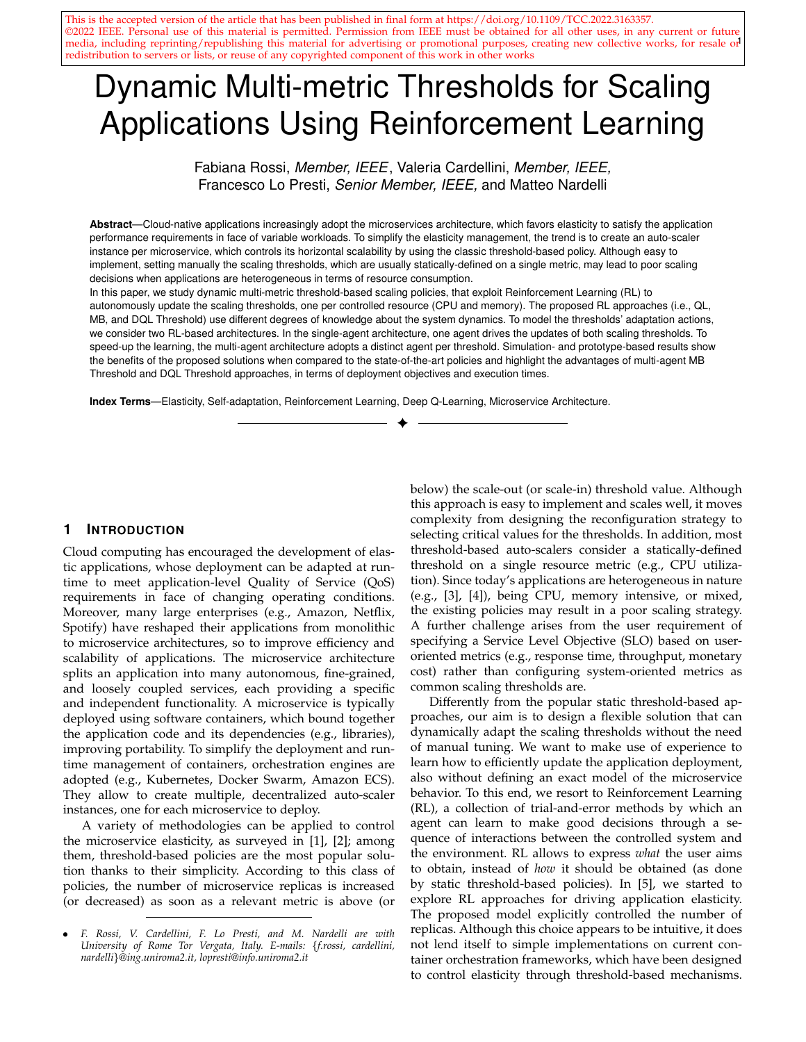# Dynamic Multi-metric Thresholds for Scaling Applications Using Reinforcement Learning

Fabiana Rossi, *Member, IEEE*, Valeria Cardellini, *Member, IEEE,* Francesco Lo Presti, *Senior Member, IEEE,* and Matteo Nardelli

**Abstract**—Cloud-native applications increasingly adopt the microservices architecture, which favors elasticity to satisfy the application performance requirements in face of variable workloads. To simplify the elasticity management, the trend is to create an auto-scaler instance per microservice, which controls its horizontal scalability by using the classic threshold-based policy. Although easy to implement, setting manually the scaling thresholds, which are usually statically-defined on a single metric, may lead to poor scaling decisions when applications are heterogeneous in terms of resource consumption.

In this paper, we study dynamic multi-metric threshold-based scaling policies, that exploit Reinforcement Learning (RL) to autonomously update the scaling thresholds, one per controlled resource (CPU and memory). The proposed RL approaches (i.e., QL, MB, and DQL Threshold) use different degrees of knowledge about the system dynamics. To model the thresholds' adaptation actions, we consider two RL-based architectures. In the single-agent architecture, one agent drives the updates of both scaling thresholds. To speed-up the learning, the multi-agent architecture adopts a distinct agent per threshold. Simulation- and prototype-based results show the benefits of the proposed solutions when compared to the state-of-the-art policies and highlight the advantages of multi-agent MB Threshold and DQL Threshold approaches, in terms of deployment objectives and execution times.

**Index Terms**—Elasticity, Self-adaptation, Reinforcement Learning, Deep Q-Learning, Microservice Architecture.

## 1 Introduction

Cloud computing has encouraged the development of elastic applications, whose deployment can be adapted at runtime to meet application-level Quality of Service (QoS) requirements in face of changing operating conditions. Moreover, many large enterprises (e.g., Amazon, Netflix, Spotify) have reshaped their applications from monolithic to microservice architectures, so to improve efficiency and scalability of applications. The microservice architecture splits an application into many autonomous, fine-grained, and loosely coupled services, each providing a specific and independent functionality. A microservice is typically deployed using software containers, which bound together the application code and its dependencies (e.g., libraries), improving portability. To simplify the deployment and runtime management of containers, orchestration engines are adopted (e.g., Kubernetes, Docker Swarm, Amazon ECS). They allow to create multiple, decentralized auto-scaler instances, one for each microservice to deploy.

A variety of methodologies can be applied to control the microservice elasticity, as surveyed in [1], [2]; among them, threshold-based policies are the most popular solution thanks to their simplicity. According to this class of policies, the number of microservice replicas is increased (or decreased) as soon as a relevant metric is above (or below) the scale-out (or scale-in) threshold value. Although this approach is easy to implement and scales well, it moves complexity from designing the reconfiguration strategy to selecting critical values for the thresholds. In addition, most threshold-based auto-scalers consider a statically-defined threshold on a single resource metric (e.g., CPU utilization). Since today's applications are heterogeneous in nature (e.g., [3], [4]), being CPU, memory intensive, or mixed, the existing policies may result in a poor scaling strategy. A further challenge arises from the user requirement of specifying a Service Level Objective (SLO) based on user-oriented metrics (e.g., response time, throughput, monetary cost) rather than configuring system-oriented metrics as common scaling thresholds are.

Differently from the popular static threshold-based approaches, our aim is to design a flexible solution that can dynamically adapt the scaling thresholds without the need of manual tuning. We want to make use of experience to learn how to efficiently update the application deployment, also without defining an exact model of the microservice behavior. To this end, we resort to Reinforcement Learning (RL), a collection of trial-and-error methods by which an agent can learn to make good decisions through a sequence of interactions between the controlled system and the environment. RL allows to express *what* the user aims to obtain, instead of *how* it should be obtained (as done by static threshold-based policies). In [5], we started to explore RL approaches for driving application elasticity. The proposed model explicitly controlled the number of replicas. Although this choice appears to be intuitive, it does not lend itself to simple implementations on current container orchestration frameworks, which have been designed to control elasticity through threshold-based mechanisms.

- *F. Rossi, V. Cardellini, F. Lo Presti, and M. Nardelli are with University of Rome Tor Vergata, Italy. E-mails: {f.rossi, cardellini, nardelli}@ing.uniroma2.it, lopresti@info.uniroma2.it*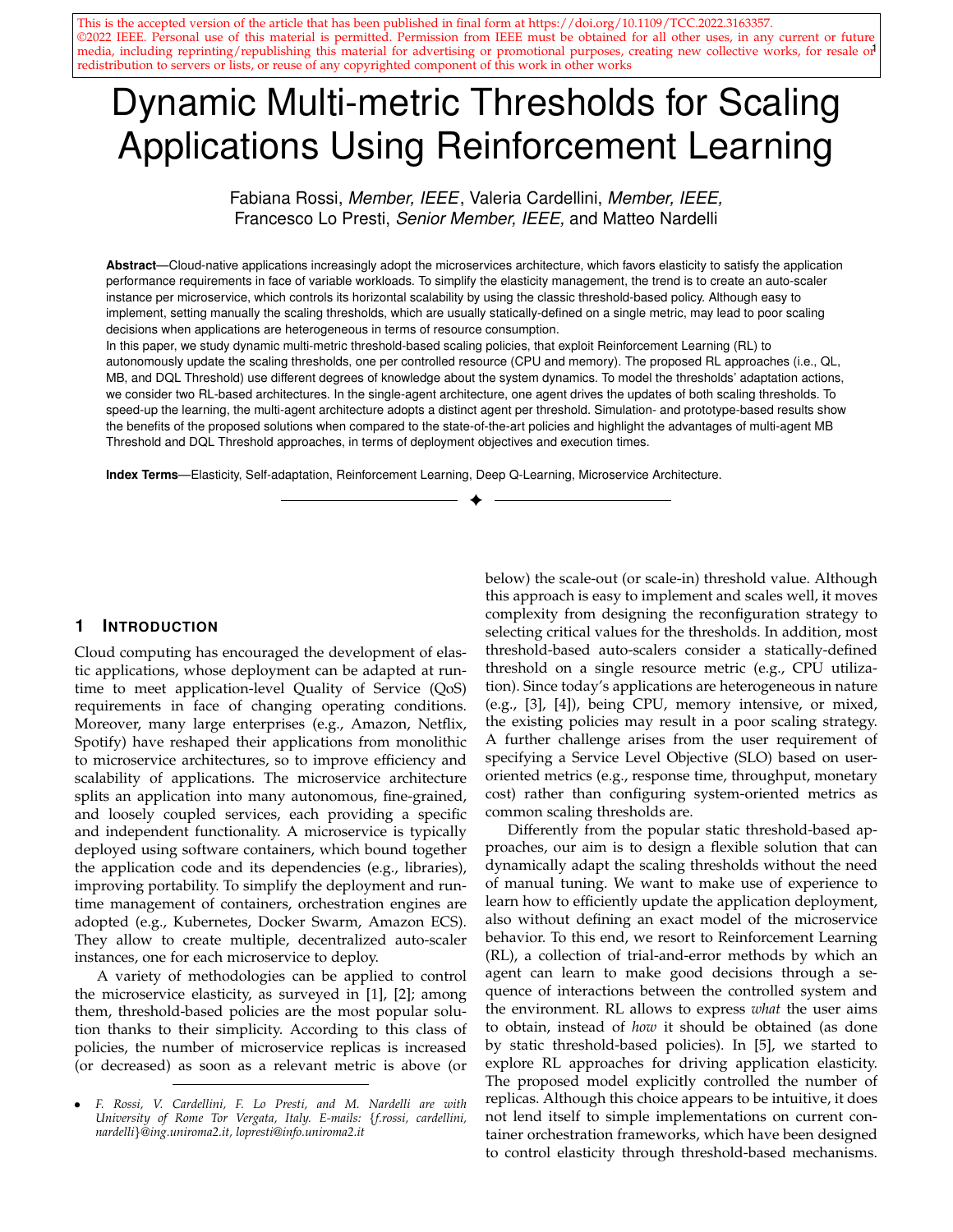This is the accepted version of the article that has been published in final form at https://doi.org/10.1109/TCC.2022.3163357. ©2022 IEEE. Personal use of this material is permitted. Permission from IEEE must be obtained for all other uses, in any current or future media, including reprinting/republishing this material for advertising or promotional purposes, creating new collective works, for resale or redistribution to servers or lists, or reuse of any copyrighted component of this work in other works

# Dynamic Multi-metric Thresholds for Scaling Applications Using Reinforcement Learning

Fabiana Rossi, *Member, IEEE*, Valeria Cardellini, *Member, IEEE,* Francesco Lo Presti, *Senior Member, IEEE,* and Matteo Nardelli

**Abstract**—Cloud-native applications increasingly adopt the microservices architecture, which favors elasticity to satisfy the application performance requirements in face of variable workloads. To simplify the elasticity management, the trend is to create an auto-scaler instance per microservice, which controls its horizontal scalability by using the classic threshold-based policy. Although easy to implement, setting manually the scaling thresholds, which are usually statically-defined on a single metric, may lead to poor scaling decisions when applications are heterogeneous in terms of resource consumption.
In this paper, we study dynamic multi-metric threshold-based scaling policies, that exploit Reinforcement Learning (RL) to autonomously update the scaling thresholds, one per controlled resource (CPU and memory). The proposed RL approaches (i.e., QL, MB, and DQL Threshold) use different degrees of knowledge about the system dynamics. To model the thresholds' adaptation actions, we consider two RL-based architectures. In the single-agent architecture, one agent drives the updates of both scaling thresholds. To speed-up the learning, the multi-agent architecture adopts a distinct agent per threshold. Simulation- and prototype-based results show the benefits of the proposed solutions when compared to the state-of-the-art policies and highlight the advantages of multi-agent MB Threshold and DQL Threshold approaches, in terms of deployment objectives and execution times.

**Index Terms**—Elasticity, Self-adaptation, Reinforcement Learning, Deep Q-Learning, Microservice Architecture.

## 1 Introduction

Cloud computing has encouraged the development of elastic applications, whose deployment can be adapted at run-time to meet application-level Quality of Service (QoS) requirements in face of changing operating conditions. Moreover, many large enterprises (e.g., Amazon, Netflix, Spotify) have reshaped their applications from monolithic to microservice architectures, so to improve efficiency and scalability of applications. The microservice architecture splits an application into many autonomous, fine-grained, and loosely coupled services, each providing a specific and independent functionality. A microservice is typically deployed using software containers, which bound together the application code and its dependencies (e.g., libraries), improving portability. To simplify the deployment and run-time management of containers, orchestration engines are adopted (e.g., Kubernetes, Docker Swarm, Amazon ECS). They allow to create multiple, decentralized auto-scaler instances, one for each microservice to deploy.

A variety of methodologies can be applied to control the microservice elasticity, as surveyed in [1], [2]; among them, threshold-based policies are the most popular solution thanks to their simplicity. According to this class of policies, the number of microservice replicas is increased (or decreased) as soon as a relevant metric is above (or below) the scale-out (or scale-in) threshold value. Although this approach is easy to implement and scales well, it moves complexity from designing the reconfiguration strategy to selecting critical values for the thresholds. In addition, most threshold-based auto-scalers consider a statically-defined threshold on a single resource metric (e.g., CPU utilization). Since today's applications are heterogeneous in nature (e.g., [3], [4]), being CPU, memory intensive, or mixed, the existing policies may result in a poor scaling strategy. A further challenge arises from the user requirement of specifying a Service Level Objective (SLO) based on user-oriented metrics (e.g., response time, throughput, monetary cost) rather than configuring system-oriented metrics as common scaling thresholds are.

Differently from the popular static threshold-based approaches, our aim is to design a flexible solution that can dynamically adapt the scaling thresholds without the need of manual tuning. We want to make use of experience to learn how to efficiently update the application deployment, also without defining an exact model of the microservice behavior. To this end, we resort to Reinforcement Learning (RL), a collection of trial-and-error methods by which an agent can learn to make good decisions through a sequence of interactions between the controlled system and the environment. RL allows to express *what* the user aims to obtain, instead of *how* it should be obtained (as done by static threshold-based policies). In [5], we started to explore RL approaches for driving application elasticity. The proposed model explicitly controlled the number of replicas. Although this choice appears to be intuitive, it does not lend itself to simple implementations on current container orchestration frameworks, which have been designed to control elasticity through threshold-based mechanisms.

- *F. Rossi, V. Cardellini, F. Lo Presti, and M. Nardelli are with University of Rome Tor Vergata, Italy. E-mails: {f.rossi, cardellini, nardelli}@ing.uniroma2.it, lopresti@info.uniroma2.it*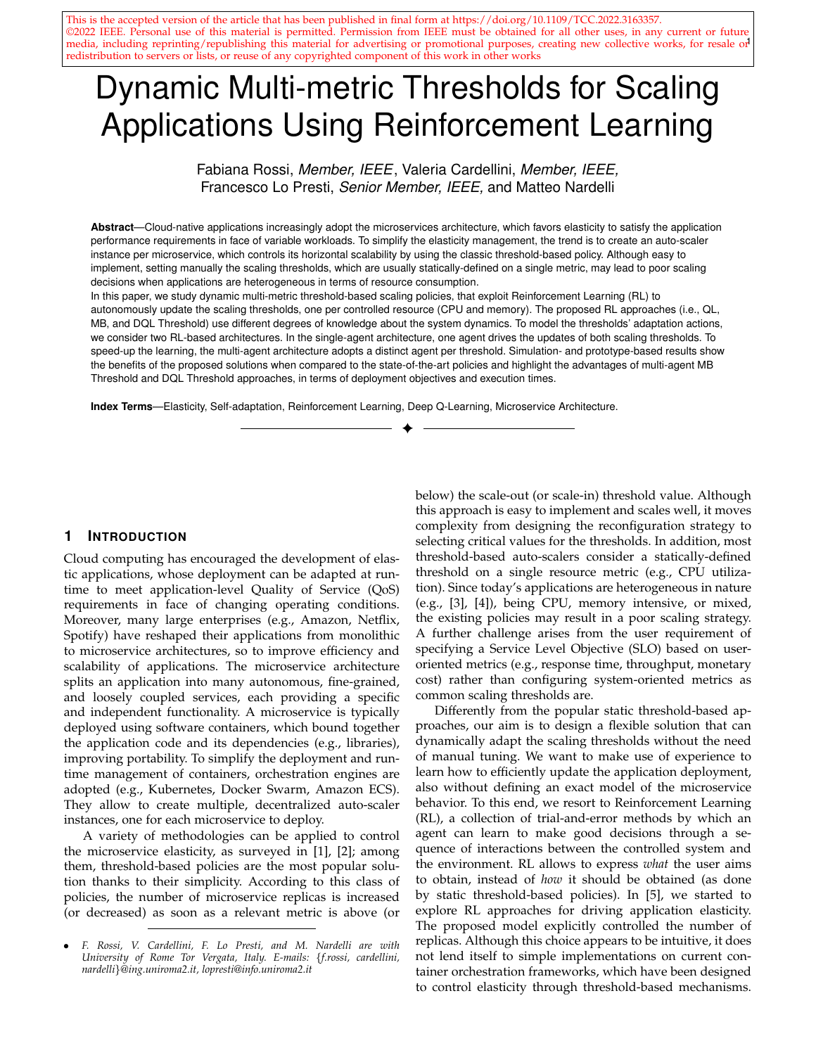This is the accepted version of the article that has been published in final form at https://doi.org/10.1109/TCC.2022.3163357.
©2022 IEEE. Personal use of this material is permitted. Permission from IEEE must be obtained for all other uses, in any current or future media, including reprinting/republishing this material for advertising or promotional purposes, creating new collective works, for resale or redistribution to servers or lists, or reuse of any copyrighted component of this work in other works

# Dynamic Multi-metric Thresholds for Scaling Applications Using Reinforcement Learning

Fabiana Rossi, *Member, IEEE*, Valeria Cardellini, *Member, IEEE,* Francesco Lo Presti, *Senior Member, IEEE,* and Matteo Nardelli

**Abstract**—Cloud-native applications increasingly adopt the microservices architecture, which favors elasticity to satisfy the application performance requirements in face of variable workloads. To simplify the elasticity management, the trend is to create an auto-scaler instance per microservice, which controls its horizontal scalability by using the classic threshold-based policy. Although easy to implement, setting manually the scaling thresholds, which are usually statically-defined on a single metric, may lead to poor scaling decisions when applications are heterogeneous in terms of resource consumption.
In this paper, we study dynamic multi-metric threshold-based scaling policies, that exploit Reinforcement Learning (RL) to autonomously update the scaling thresholds, one per controlled resource (CPU and memory). The proposed RL approaches (i.e., QL, MB, and DQL Threshold) use different degrees of knowledge about the system dynamics. To model the thresholds' adaptation actions, we consider two RL-based architectures. In the single-agent architecture, one agent drives the updates of both scaling thresholds. To speed-up the learning, the multi-agent architecture adopts a distinct agent per threshold. Simulation- and prototype-based results show the benefits of the proposed solutions when compared to the state-of-the-art policies and highlight the advantages of multi-agent MB Threshold and DQL Threshold approaches, in terms of deployment objectives and execution times.

**Index Terms**—Elasticity, Self-adaptation, Reinforcement Learning, Deep Q-Learning, Microservice Architecture.

## 1 Introduction

Cloud computing has encouraged the development of elastic applications, whose deployment can be adapted at runtime to meet application-level Quality of Service (QoS) requirements in face of changing operating conditions. Moreover, many large enterprises (e.g., Amazon, Netflix, Spotify) have reshaped their applications from monolithic to microservice architectures, so to improve efficiency and scalability of applications. The microservice architecture splits an application into many autonomous, fine-grained, and loosely coupled services, each providing a specific and independent functionality. A microservice is typically deployed using software containers, which bound together the application code and its dependencies (e.g., libraries), improving portability. To simplify the deployment and runtime management of containers, orchestration engines are adopted (e.g., Kubernetes, Docker Swarm, Amazon ECS). They allow to create multiple, decentralized auto-scaler instances, one for each microservice to deploy.

A variety of methodologies can be applied to control the microservice elasticity, as surveyed in [1], [2]; among them, threshold-based policies are the most popular solution thanks to their simplicity. According to this class of policies, the number of microservice replicas is increased (or decreased) as soon as a relevant metric is above (or below) the scale-out (or scale-in) threshold value. Although this approach is easy to implement and scales well, it moves complexity from designing the reconfiguration strategy to selecting critical values for the thresholds. In addition, most threshold-based auto-scalers consider a statically-defined threshold on a single resource metric (e.g., CPU utilization). Since today's applications are heterogeneous in nature (e.g., [3], [4]), being CPU, memory intensive, or mixed, the existing policies may result in a poor scaling strategy. A further challenge arises from the user requirement of specifying a Service Level Objective (SLO) based on user-oriented metrics (e.g., response time, throughput, monetary cost) rather than configuring system-oriented metrics as common scaling thresholds are.

Differently from the popular static threshold-based approaches, our aim is to design a flexible solution that can dynamically adapt the scaling thresholds without the need of manual tuning. We want to make use of experience to learn how to efficiently update the application deployment, also without defining an exact model of the microservice behavior. To this end, we resort to Reinforcement Learning (RL), a collection of trial-and-error methods by which an agent can learn to make good decisions through a sequence of interactions between the controlled system and the environment. RL allows to express *what* the user aims to obtain, instead of *how* it should be obtained (as done by static threshold-based policies). In [5], we started to explore RL approaches for driving application elasticity. The proposed model explicitly controlled the number of replicas. Although this choice appears to be intuitive, it does not lend itself to simple implementations on current container orchestration frameworks, which have been designed to control elasticity through threshold-based mechanisms.

- F. Rossi, V. Cardellini, F. Lo Presti, and M. Nardelli are with University of Rome Tor Vergata, Italy. E-mails: {f.rossi, cardellini, nardelli}@ing.uniroma2.it, lopresti@info.uniroma2.it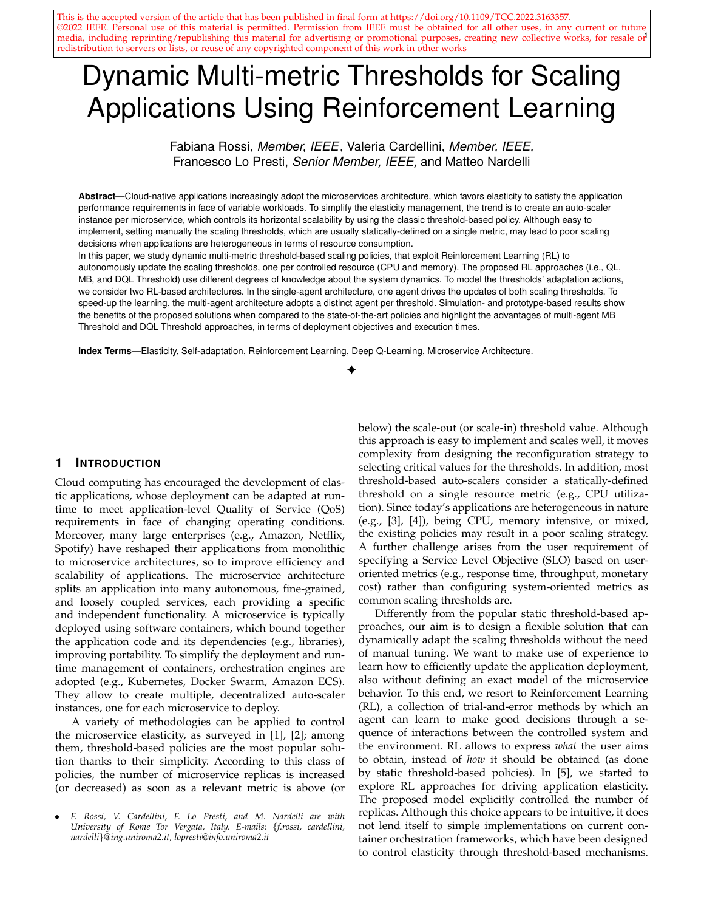This is the accepted version of the article that has been published in final form at https://doi.org/10.1109/TCC.2022.3163357.
©2022 IEEE. Personal use of this material is permitted. Permission from IEEE must be obtained for all other uses, in any current or future media, including reprinting/republishing this material for advertising or promotional purposes, creating new collective works, for resale or redistribution to servers or lists, or reuse of any copyrighted component of this work in other works

# Dynamic Multi-metric Thresholds for Scaling Applications Using Reinforcement Learning

Fabiana Rossi, *Member, IEEE*, Valeria Cardellini, *Member, IEEE,* Francesco Lo Presti, *Senior Member, IEEE,* and Matteo Nardelli

**Abstract**—Cloud-native applications increasingly adopt the microservices architecture, which favors elasticity to satisfy the application performance requirements in face of variable workloads. To simplify the elasticity management, the trend is to create an auto-scaler instance per microservice, which controls its horizontal scalability by using the classic threshold-based policy. Although easy to implement, setting manually the scaling thresholds, which are usually statically-defined on a single metric, may lead to poor scaling decisions when applications are heterogeneous in terms of resource consumption.
In this paper, we study dynamic multi-metric threshold-based scaling policies, that exploit Reinforcement Learning (RL) to autonomously update the scaling thresholds, one per controlled resource (CPU and memory). The proposed RL approaches (i.e., QL, MB, and DQL Threshold) use different degrees of knowledge about the system dynamics. To model the thresholds' adaptation actions, we consider two RL-based architectures. In the single-agent architecture, one agent drives the updates of both scaling thresholds. To speed-up the learning, the multi-agent architecture adopts a distinct agent per threshold. Simulation- and prototype-based results show the benefits of the proposed solutions when compared to the state-of-the-art policies and highlight the advantages of multi-agent MB Threshold and DQL Threshold approaches, in terms of deployment objectives and execution times.

**Index Terms**—Elasticity, Self-adaptation, Reinforcement Learning, Deep Q-Learning, Microservice Architecture.

## 1 Introduction

Cloud computing has encouraged the development of elastic applications, whose deployment can be adapted at run-time to meet application-level Quality of Service (QoS) requirements in face of changing operating conditions. Moreover, many large enterprises (e.g., Amazon, Netflix, Spotify) have reshaped their applications from monolithic to microservice architectures, so to improve efficiency and scalability of applications. The microservice architecture splits an application into many autonomous, fine-grained, and loosely coupled services, each providing a specific and independent functionality. A microservice is typically deployed using software containers, which bound together the application code and its dependencies (e.g., libraries), improving portability. To simplify the deployment and run-time management of containers, orchestration engines are adopted (e.g., Kubernetes, Docker Swarm, Amazon ECS). They allow to create multiple, decentralized auto-scaler instances, one for each microservice to deploy.

A variety of methodologies can be applied to control the microservice elasticity, as surveyed in [1], [2]; among them, threshold-based policies are the most popular solution thanks to their simplicity. According to this class of policies, the number of microservice replicas is increased (or decreased) as soon as a relevant metric is above (or below) the scale-out (or scale-in) threshold value. Although this approach is easy to implement and scales well, it moves complexity from designing the reconfiguration strategy to selecting critical values for the thresholds. In addition, most threshold-based auto-scalers consider a statically-defined threshold on a single resource metric (e.g., CPU utilization). Since today's applications are heterogeneous in nature (e.g., [3], [4]), being CPU, memory intensive, or mixed, the existing policies may result in a poor scaling strategy. A further challenge arises from the user requirement of specifying a Service Level Objective (SLO) based on user-oriented metrics (e.g., response time, throughput, monetary cost) rather than configuring system-oriented metrics as common scaling thresholds are.

Differently from the popular static threshold-based approaches, our aim is to design a flexible solution that can dynamically adapt the scaling thresholds without the need of manual tuning. We want to make use of experience to learn how to efficiently update the application deployment, also without defining an exact model of the microservice behavior. To this end, we resort to Reinforcement Learning (RL), a collection of trial-and-error methods by which an agent can learn to make good decisions through a sequence of interactions between the controlled system and the environment. RL allows to express *what* the user aims to obtain, instead of *how* it should be obtained (as done by static threshold-based policies). In [5], we started to explore RL approaches for driving application elasticity. The proposed model explicitly controlled the number of replicas. Although this choice appears to be intuitive, it does not lend itself to simple implementations on current container orchestration frameworks, which have been designed to control elasticity through threshold-based mechanisms.

- *F. Rossi, V. Cardellini, F. Lo Presti, and M. Nardelli are with University of Rome Tor Vergata, Italy. E-mails: {f.rossi, cardellini, nardelli}@ing.uniroma2.it, lopresti@info.uniroma2.it*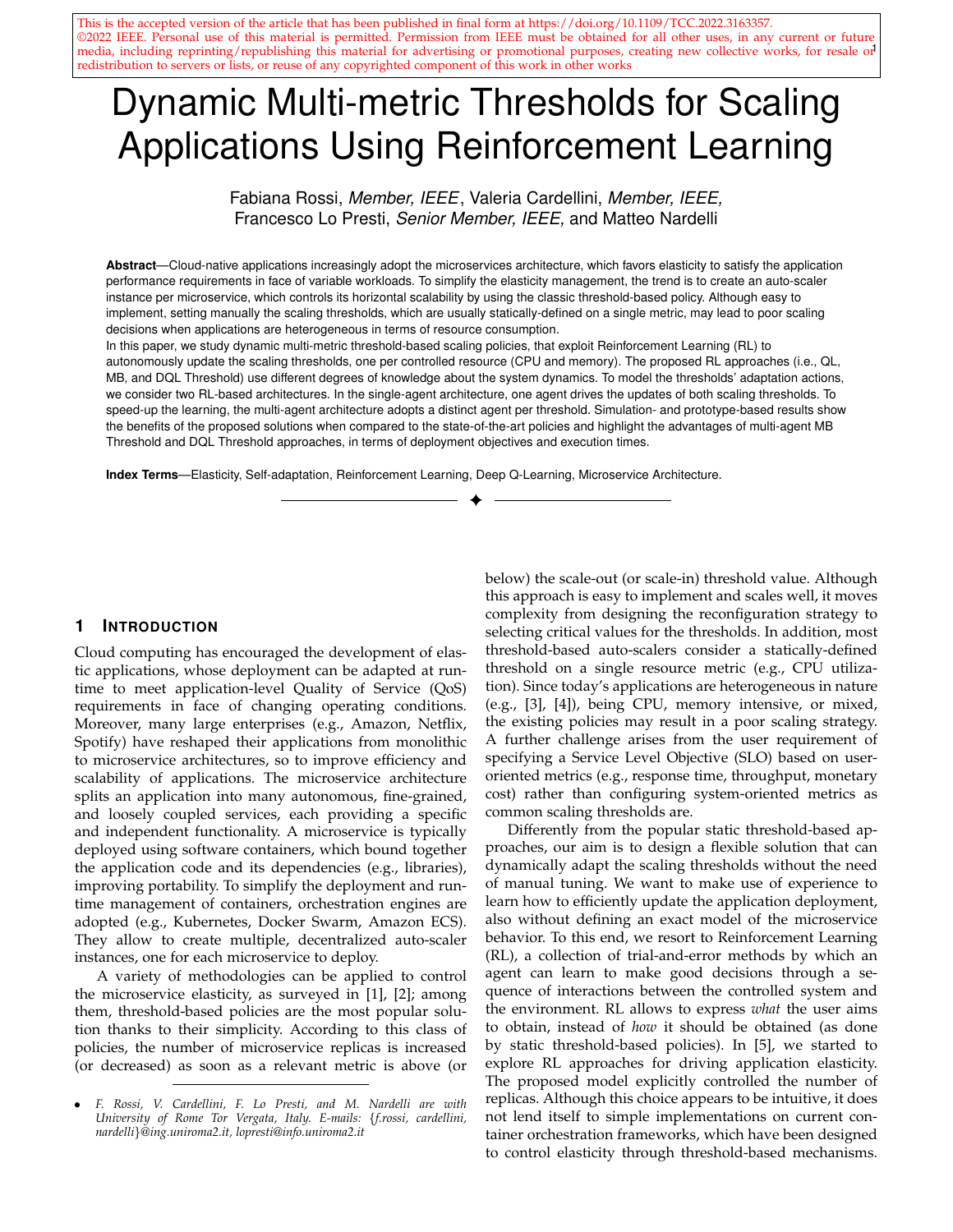This is the accepted version of the article that has been published in final form at https://doi.org/10.1109/TCC.2022.3163357. ©2022 IEEE. Personal use of this material is permitted. Permission from IEEE must be obtained for all other uses, in any current or future media, including reprinting/republishing this material for advertising or promotional purposes, creating new collective works, for resale or redistribution to servers or lists, or reuse of any copyrighted component of this work in other works

# Dynamic Multi-metric Thresholds for Scaling Applications Using Reinforcement Learning

Fabiana Rossi, *Member, IEEE*, Valeria Cardellini, *Member, IEEE,* Francesco Lo Presti, *Senior Member, IEEE,* and Matteo Nardelli

**Abstract**—Cloud-native applications increasingly adopt the microservices architecture, which favors elasticity to satisfy the application performance requirements in face of variable workloads. To simplify the elasticity management, the trend is to create an auto-scaler instance per microservice, which controls its horizontal scalability by using the classic threshold-based policy. Although easy to implement, setting manually the scaling thresholds, which are usually statically-defined on a single metric, may lead to poor scaling decisions when applications are heterogeneous in terms of resource consumption.

In this paper, we study dynamic multi-metric threshold-based scaling policies, that exploit Reinforcement Learning (RL) to autonomously update the scaling thresholds, one per controlled resource (CPU and memory). The proposed RL approaches (i.e., QL, MB, and DQL Threshold) use different degrees of knowledge about the system dynamics. To model the thresholds' adaptation actions, we consider two RL-based architectures. In the single-agent architecture, one agent drives the updates of both scaling thresholds. To speed-up the learning, the multi-agent architecture adopts a distinct agent per threshold. Simulation- and prototype-based results show the benefits of the proposed solutions when compared to the state-of-the-art policies and highlight the advantages of multi-agent MB Threshold and DQL Threshold approaches, in terms of deployment objectives and execution times.

**Index Terms**—Elasticity, Self-adaptation, Reinforcement Learning, Deep Q-Learning, Microservice Architecture.

## 1 Introduction

Cloud computing has encouraged the development of elastic applications, whose deployment can be adapted at runtime to meet application-level Quality of Service (QoS) requirements in face of changing operating conditions. Moreover, many large enterprises (e.g., Amazon, Netflix, Spotify) have reshaped their applications from monolithic to microservice architectures, so to improve efficiency and scalability of applications. The microservice architecture splits an application into many autonomous, fine-grained, and loosely coupled services, each providing a specific and independent functionality. A microservice is typically deployed using software containers, which bound together the application code and its dependencies (e.g., libraries), improving portability. To simplify the deployment and runtime management of containers, orchestration engines are adopted (e.g., Kubernetes, Docker Swarm, Amazon ECS). They allow to create multiple, decentralized auto-scaler instances, one for each microservice to deploy.

A variety of methodologies can be applied to control the microservice elasticity, as surveyed in [1], [2]; among them, threshold-based policies are the most popular solution thanks to their simplicity. According to this class of policies, the number of microservice replicas is increased (or decreased) as soon as a relevant metric is above (or below) the scale-out (or scale-in) threshold value. Although this approach is easy to implement and scales well, it moves complexity from designing the reconfiguration strategy to selecting critical values for the thresholds. In addition, most threshold-based auto-scalers consider a statically-defined threshold on a single resource metric (e.g., CPU utilization). Since today's applications are heterogeneous in nature (e.g., [3], [4]), being CPU, memory intensive, or mixed, the existing policies may result in a poor scaling strategy. A further challenge arises from the user requirement of specifying a Service Level Objective (SLO) based on user-oriented metrics (e.g., response time, throughput, monetary cost) rather than configuring system-oriented metrics as common scaling thresholds are.

Differently from the popular static threshold-based approaches, our aim is to design a flexible solution that can dynamically adapt the scaling thresholds without the need of manual tuning. We want to make use of experience to learn how to efficiently update the application deployment, also without defining an exact model of the microservice behavior. To this end, we resort to Reinforcement Learning (RL), a collection of trial-and-error methods by which an agent can learn to make good decisions through a sequence of interactions between the controlled system and the environment. RL allows to express *what* the user aims to obtain, instead of *how* it should be obtained (as done by static threshold-based policies). In [5], we started to explore RL approaches for driving application elasticity. The proposed model explicitly controlled the number of replicas. Although this choice appears to be intuitive, it does not lend itself to simple implementations on current container orchestration frameworks, which have been designed to control elasticity through threshold-based mechanisms.

- *F. Rossi, V. Cardellini, F. Lo Presti, and M. Nardelli are with University of Rome Tor Vergata, Italy. E-mails: {f.rossi, cardellini, nardelli}@ing.uniroma2.it, lopresti@info.uniroma2.it*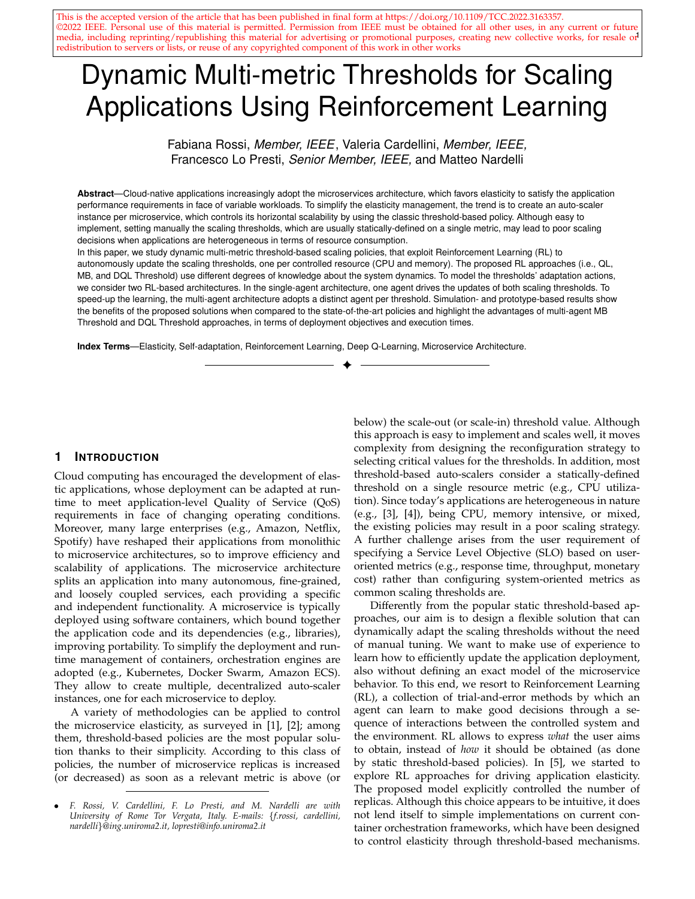This is the accepted version of the article that has been published in final form at https://doi.org/10.1109/TCC.2022.3163357.
©2022 IEEE. Personal use of this material is permitted. Permission from IEEE must be obtained for all other uses, in any current or future media, including reprinting/republishing this material for advertising or promotional purposes, creating new collective works, for resale or redistribution to servers or lists, or reuse of any copyrighted component of this work in other works

# Dynamic Multi-metric Thresholds for Scaling Applications Using Reinforcement Learning

Fabiana Rossi, *Member, IEEE*, Valeria Cardellini, *Member, IEEE,* Francesco Lo Presti, *Senior Member, IEEE,* and Matteo Nardelli

**Abstract**—Cloud-native applications increasingly adopt the microservices architecture, which favors elasticity to satisfy the application performance requirements in face of variable workloads. To simplify the elasticity management, the trend is to create an auto-scaler instance per microservice, which controls its horizontal scalability by using the classic threshold-based policy. Although easy to implement, setting manually the scaling thresholds, which are usually statically-defined on a single metric, may lead to poor scaling decisions when applications are heterogeneous in terms of resource consumption.
In this paper, we study dynamic multi-metric threshold-based scaling policies, that exploit Reinforcement Learning (RL) to autonomously update the scaling thresholds, one per controlled resource (CPU and memory). The proposed RL approaches (i.e., QL, MB, and DQL Threshold) use different degrees of knowledge about the system dynamics. To model the thresholds' adaptation actions, we consider two RL-based architectures. In the single-agent architecture, one agent drives the updates of both scaling thresholds. To speed-up the learning, the multi-agent architecture adopts a distinct agent per threshold. Simulation- and prototype-based results show the benefits of the proposed solutions when compared to the state-of-the-art policies and highlight the advantages of multi-agent MB Threshold and DQL Threshold approaches, in terms of deployment objectives and execution times.

**Index Terms**—Elasticity, Self-adaptation, Reinforcement Learning, Deep Q-Learning, Microservice Architecture.

## 1 Introduction

Cloud computing has encouraged the development of elastic applications, whose deployment can be adapted at runtime to meet application-level Quality of Service (QoS) requirements in face of changing operating conditions. Moreover, many large enterprises (e.g., Amazon, Netflix, Spotify) have reshaped their applications from monolithic to microservice architectures, so to improve efficiency and scalability of applications. The microservice architecture splits an application into many autonomous, fine-grained, and loosely coupled services, each providing a specific and independent functionality. A microservice is typically deployed using software containers, which bound together the application code and its dependencies (e.g., libraries), improving portability. To simplify the deployment and runtime management of containers, orchestration engines are adopted (e.g., Kubernetes, Docker Swarm, Amazon ECS). They allow to create multiple, decentralized auto-scaler instances, one for each microservice to deploy.

A variety of methodologies can be applied to control the microservice elasticity, as surveyed in [1], [2]; among them, threshold-based policies are the most popular solution thanks to their simplicity. According to this class of policies, the number of microservice replicas is increased (or decreased) as soon as a relevant metric is above (or below) the scale-out (or scale-in) threshold value. Although this approach is easy to implement and scales well, it moves complexity from designing the reconfiguration strategy to selecting critical values for the thresholds. In addition, most threshold-based auto-scalers consider a statically-defined threshold on a single resource metric (e.g., CPU utilization). Since today's applications are heterogeneous in nature (e.g., [3], [4]), being CPU, memory intensive, or mixed, the existing policies may result in a poor scaling strategy. A further challenge arises from the user requirement of specifying a Service Level Objective (SLO) based on user-oriented metrics (e.g., response time, throughput, monetary cost) rather than configuring system-oriented metrics as common scaling thresholds are.

Differently from the popular static threshold-based approaches, our aim is to design a flexible solution that can dynamically adapt the scaling thresholds without the need of manual tuning. We want to make use of experience to learn how to efficiently update the application deployment, also without defining an exact model of the microservice behavior. To this end, we resort to Reinforcement Learning (RL), a collection of trial-and-error methods by which an agent can learn to make good decisions through a sequence of interactions between the controlled system and the environment. RL allows to express *what* the user aims to obtain, instead of *how* it should be obtained (as done by static threshold-based policies). In [5], we started to explore RL approaches for driving application elasticity. The proposed model explicitly controlled the number of replicas. Although this choice appears to be intuitive, it does not lend itself to simple implementations on current container orchestration frameworks, which have been designed to control elasticity through threshold-based mechanisms.

- F. Rossi, V. Cardellini, F. Lo Presti, and M. Nardelli are with University of Rome Tor Vergata, Italy. E-mails: {f.rossi, cardellini, nardelli}@ing.uniroma2.it, lopresti@info.uniroma2.it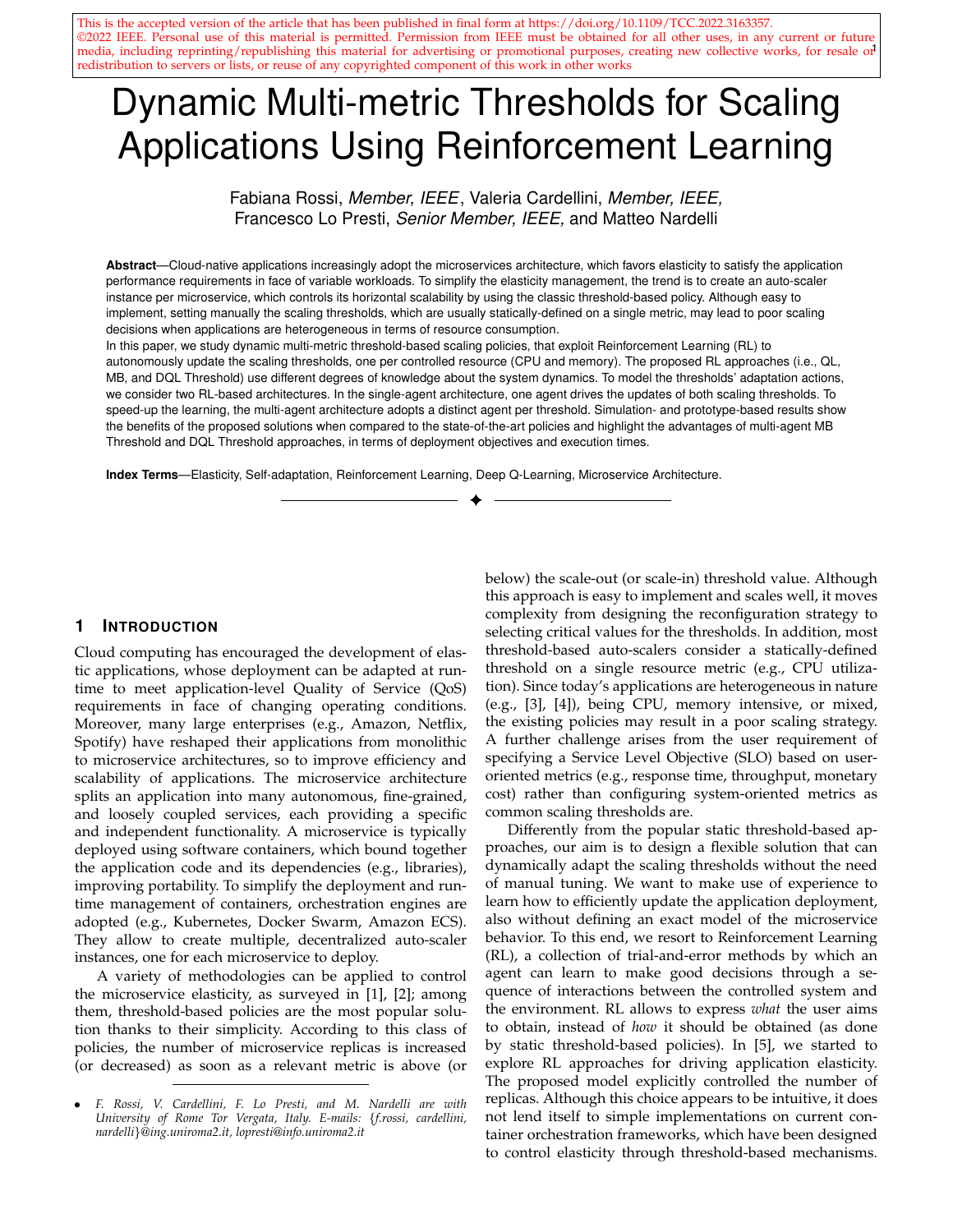# Dynamic Multi-metric Thresholds for Scaling Applications Using Reinforcement Learning

Fabiana Rossi, *Member, IEEE*, Valeria Cardellini, *Member, IEEE,* Francesco Lo Presti, *Senior Member, IEEE,* and Matteo Nardelli

**Abstract**—Cloud-native applications increasingly adopt the microservices architecture, which favors elasticity to satisfy the application performance requirements in face of variable workloads. To simplify the elasticity management, the trend is to create an auto-scaler instance per microservice, which controls its horizontal scalability by using the classic threshold-based policy. Although easy to implement, setting manually the scaling thresholds, which are usually statically-defined on a single metric, may lead to poor scaling decisions when applications are heterogeneous in terms of resource consumption.

In this paper, we study dynamic multi-metric threshold-based scaling policies, that exploit Reinforcement Learning (RL) to autonomously update the scaling thresholds, one per controlled resource (CPU and memory). The proposed RL approaches (i.e., QL, MB, and DQL Threshold) use different degrees of knowledge about the system dynamics. To model the thresholds' adaptation actions, we consider two RL-based architectures. In the single-agent architecture, one agent drives the updates of both scaling thresholds. To speed-up the learning, the multi-agent architecture adopts a distinct agent per threshold. Simulation- and prototype-based results show the benefits of the proposed solutions when compared to the state-of-the-art policies and highlight the advantages of multi-agent MB Threshold and DQL Threshold approaches, in terms of deployment objectives and execution times.

**Index Terms**—Elasticity, Self-adaptation, Reinforcement Learning, Deep Q-Learning, Microservice Architecture.

## 1 Introduction

Cloud computing has encouraged the development of elastic applications, whose deployment can be adapted at runtime to meet application-level Quality of Service (QoS) requirements in face of changing operating conditions. Moreover, many large enterprises (e.g., Amazon, Netflix, Spotify) have reshaped their applications from monolithic to microservice architectures, so to improve efficiency and scalability of applications. The microservice architecture splits an application into many autonomous, fine-grained, and loosely coupled services, each providing a specific and independent functionality. A microservice is typically deployed using software containers, which bound together the application code and its dependencies (e.g., libraries), improving portability. To simplify the deployment and runtime management of containers, orchestration engines are adopted (e.g., Kubernetes, Docker Swarm, Amazon ECS). They allow to create multiple, decentralized auto-scaler instances, one for each microservice to deploy.

A variety of methodologies can be applied to control the microservice elasticity, as surveyed in [1], [2]; among them, threshold-based policies are the most popular solution thanks to their simplicity. According to this class of policies, the number of microservice replicas is increased (or decreased) as soon as a relevant metric is above (or below) the scale-out (or scale-in) threshold value. Although this approach is easy to implement and scales well, it moves complexity from designing the reconfiguration strategy to selecting critical values for the thresholds. In addition, most threshold-based auto-scalers consider a statically-defined threshold on a single resource metric (e.g., CPU utilization). Since today's applications are heterogeneous in nature (e.g., [3], [4]), being CPU, memory intensive, or mixed, the existing policies may result in a poor scaling strategy. A further challenge arises from the user requirement of specifying a Service Level Objective (SLO) based on user-oriented metrics (e.g., response time, throughput, monetary cost) rather than configuring system-oriented metrics as common scaling thresholds are.

Differently from the popular static threshold-based approaches, our aim is to design a flexible solution that can dynamically adapt the scaling thresholds without the need of manual tuning. We want to make use of experience to learn how to efficiently update the application deployment, also without defining an exact model of the microservice behavior. To this end, we resort to Reinforcement Learning (RL), a collection of trial-and-error methods by which an agent can learn to make good decisions through a sequence of interactions between the controlled system and the environment. RL allows to express *what* the user aims to obtain, instead of *how* it should be obtained (as done by static threshold-based policies). In [5], we started to explore RL approaches for driving application elasticity. The proposed model explicitly controlled the number of replicas. Although this choice appears to be intuitive, it does not lend itself to simple implementations on current container orchestration frameworks, which have been designed to control elasticity through threshold-based mechanisms.

- *F. Rossi, V. Cardellini, F. Lo Presti, and M. Nardelli are with University of Rome Tor Vergata, Italy. E-mails: {f.rossi, cardellini, nardelli}@ing.uniroma2.it, lopresti@info.uniroma2.it*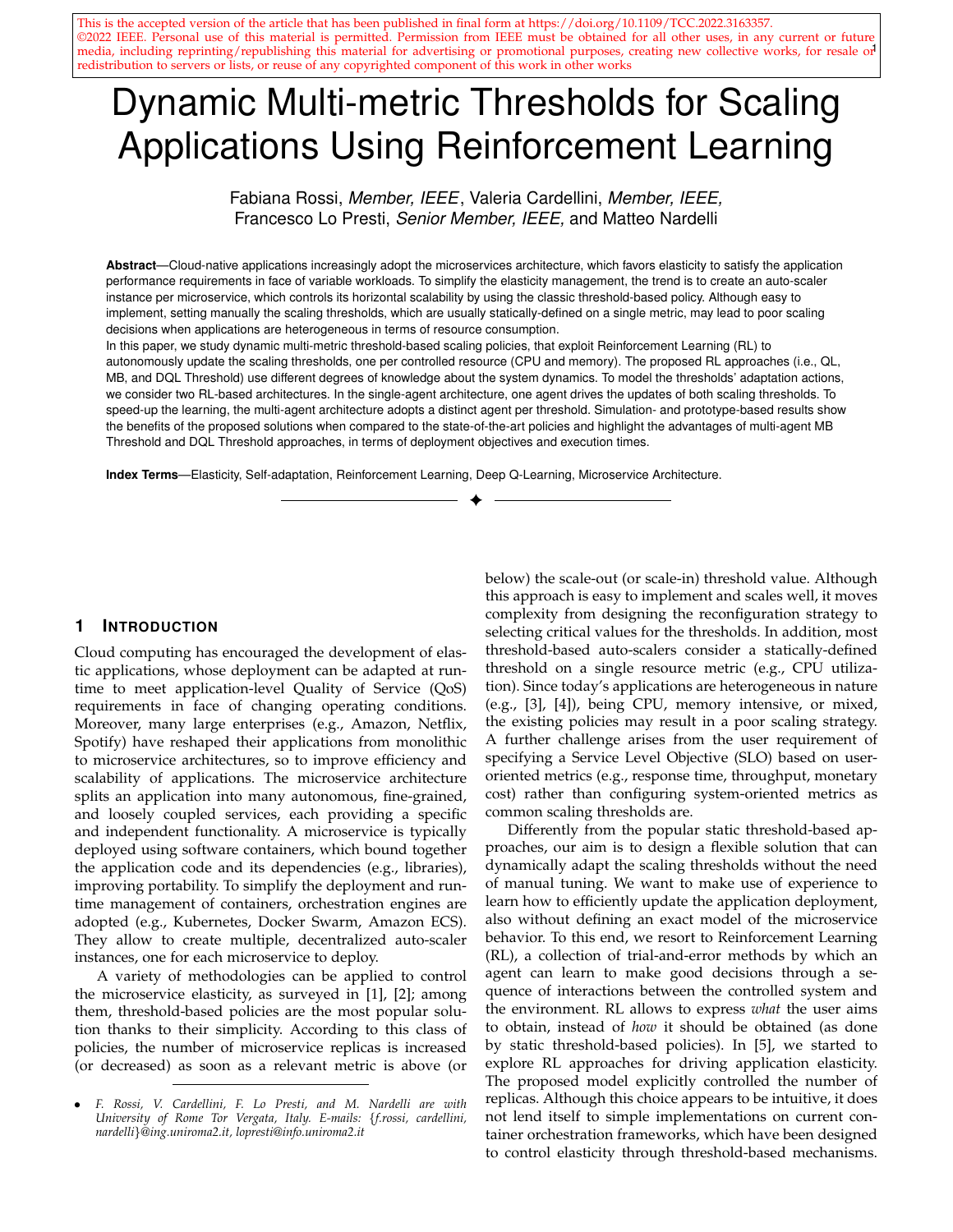This is the accepted version of the article that has been published in final form at https://doi.org/10.1109/TCC.2022.3163357.
©2022 IEEE. Personal use of this material is permitted. Permission from IEEE must be obtained for all other uses, in any current or future media, including reprinting/republishing this material for advertising or promotional purposes, creating new collective works, for resale or redistribution to servers or lists, or reuse of any copyrighted component of this work in other works

# Dynamic Multi-metric Thresholds for Scaling Applications Using Reinforcement Learning

Fabiana Rossi, *Member, IEEE*, Valeria Cardellini, *Member, IEEE,* Francesco Lo Presti, *Senior Member, IEEE,* and Matteo Nardelli

**Abstract**—Cloud-native applications increasingly adopt the microservices architecture, which favors elasticity to satisfy the application performance requirements in face of variable workloads. To simplify the elasticity management, the trend is to create an auto-scaler instance per microservice, which controls its horizontal scalability by using the classic threshold-based policy. Although easy to implement, setting manually the scaling thresholds, which are usually statically-defined on a single metric, may lead to poor scaling decisions when applications are heterogeneous in terms of resource consumption.
In this paper, we study dynamic multi-metric threshold-based scaling policies, that exploit Reinforcement Learning (RL) to autonomously update the scaling thresholds, one per controlled resource (CPU and memory). The proposed RL approaches (i.e., QL, MB, and DQL Threshold) use different degrees of knowledge about the system dynamics. To model the thresholds' adaptation actions, we consider two RL-based architectures. In the single-agent architecture, one agent drives the updates of both scaling thresholds. To speed-up the learning, the multi-agent architecture adopts a distinct agent per threshold. Simulation- and prototype-based results show the benefits of the proposed solutions when compared to the state-of-the-art policies and highlight the advantages of multi-agent MB Threshold and DQL Threshold approaches, in terms of deployment objectives and execution times.

**Index Terms**—Elasticity, Self-adaptation, Reinforcement Learning, Deep Q-Learning, Microservice Architecture.

## 1 Introduction

Cloud computing has encouraged the development of elastic applications, whose deployment can be adapted at run-time to meet application-level Quality of Service (QoS) requirements in face of changing operating conditions. Moreover, many large enterprises (e.g., Amazon, Netflix, Spotify) have reshaped their applications from monolithic to microservice architectures, so to improve efficiency and scalability of applications. The microservice architecture splits an application into many autonomous, fine-grained, and loosely coupled services, each providing a specific and independent functionality. A microservice is typically deployed using software containers, which bound together the application code and its dependencies (e.g., libraries), improving portability. To simplify the deployment and run-time management of containers, orchestration engines are adopted (e.g., Kubernetes, Docker Swarm, Amazon ECS). They allow to create multiple, decentralized auto-scaler instances, one for each microservice to deploy.

A variety of methodologies can be applied to control the microservice elasticity, as surveyed in [1], [2]; among them, threshold-based policies are the most popular solution thanks to their simplicity. According to this class of policies, the number of microservice replicas is increased (or decreased) as soon as a relevant metric is above (or below) the scale-out (or scale-in) threshold value. Although this approach is easy to implement and scales well, it moves complexity from designing the reconfiguration strategy to selecting critical values for the thresholds. In addition, most threshold-based auto-scalers consider a statically-defined threshold on a single resource metric (e.g., CPU utilization). Since today's applications are heterogeneous in nature (e.g., [3], [4]), being CPU, memory intensive, or mixed, the existing policies may result in a poor scaling strategy. A further challenge arises from the user requirement of specifying a Service Level Objective (SLO) based on user-oriented metrics (e.g., response time, throughput, monetary cost) rather than configuring system-oriented metrics as common scaling thresholds are.

Differently from the popular static threshold-based approaches, our aim is to design a flexible solution that can dynamically adapt the scaling thresholds without the need of manual tuning. We want to make use of experience to learn how to efficiently update the application deployment, also without defining an exact model of the microservice behavior. To this end, we resort to Reinforcement Learning (RL), a collection of trial-and-error methods by which an agent can learn to make good decisions through a sequence of interactions between the controlled system and the environment. RL allows to express *what* the user aims to obtain, instead of *how* it should be obtained (as done by static threshold-based policies). In [5], we started to explore RL approaches for driving application elasticity. The proposed model explicitly controlled the number of replicas. Although this choice appears to be intuitive, it does not lend itself to simple implementations on current container orchestration frameworks, which have been designed to control elasticity through threshold-based mechanisms.

- *F. Rossi, V. Cardellini, F. Lo Presti, and M. Nardelli are with University of Rome Tor Vergata, Italy. E-mails: {f.rossi, cardellini, nardelli}@ing.uniroma2.it, lopresti@info.uniroma2.it*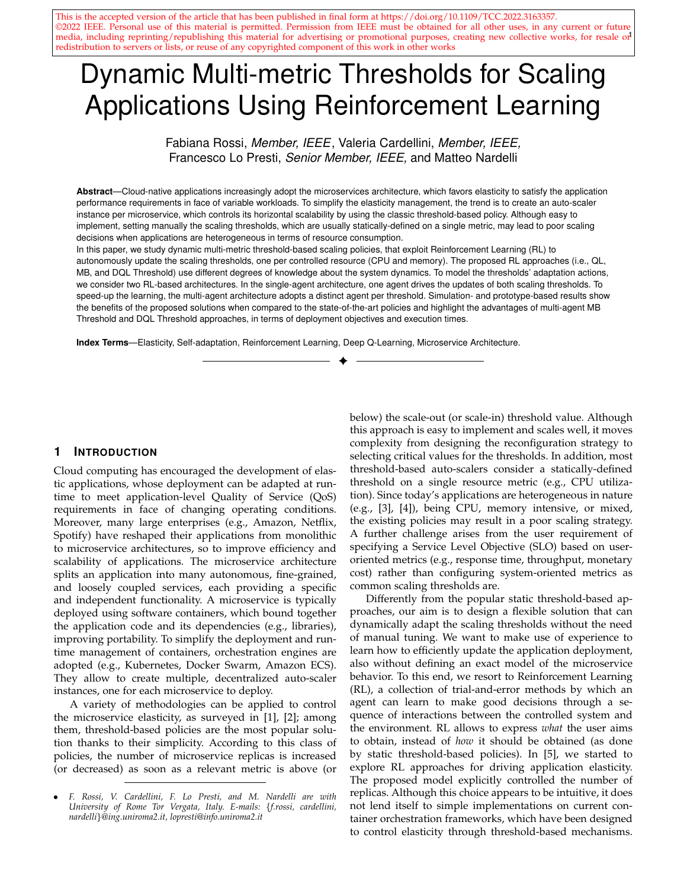This is the accepted version of the article that has been published in final form at https://doi.org/10.1109/TCC.2022.3163357. ©2022 IEEE. Personal use of this material is permitted. Permission from IEEE must be obtained for all other uses, in any current or future media, including reprinting/republishing this material for advertising or promotional purposes, creating new collective works, for resale or redistribution to servers or lists, or reuse of any copyrighted component of this work in other works

# Dynamic Multi-metric Thresholds for Scaling Applications Using Reinforcement Learning

Fabiana Rossi, *Member, IEEE*, Valeria Cardellini, *Member, IEEE*, Francesco Lo Presti, *Senior Member, IEEE*, and Matteo Nardelli

**Abstract**—Cloud-native applications increasingly adopt the microservices architecture, which favors elasticity to satisfy the application performance requirements in face of variable workloads. To simplify the elasticity management, the trend is to create an auto-scaler instance per microservice, which controls its horizontal scalability by using the classic threshold-based policy. Although easy to implement, setting manually the scaling thresholds, which are usually statically-defined on a single metric, may lead to poor scaling decisions when applications are heterogeneous in terms of resource consumption.
In this paper, we study dynamic multi-metric threshold-based scaling policies, that exploit Reinforcement Learning (RL) to autonomously update the scaling thresholds, one per controlled resource (CPU and memory). The proposed RL approaches (i.e., QL, MB, and DQL Threshold) use different degrees of knowledge about the system dynamics. To model the thresholds' adaptation actions, we consider two RL-based architectures. In the single-agent architecture, one agent drives the updates of both scaling thresholds. To speed-up the learning, the multi-agent architecture adopts a distinct agent per threshold. Simulation- and prototype-based results show the benefits of the proposed solutions when compared to the state-of-the-art policies and highlight the advantages of multi-agent MB Threshold and DQL Threshold approaches, in terms of deployment objectives and execution times.

**Index Terms**—Elasticity, Self-adaptation, Reinforcement Learning, Deep Q-Learning, Microservice Architecture.

## 1 Introduction

Cloud computing has encouraged the development of elastic applications, whose deployment can be adapted at run-time to meet application-level Quality of Service (QoS) requirements in face of changing operating conditions. Moreover, many large enterprises (e.g., Amazon, Netflix, Spotify) have reshaped their applications from monolithic to microservice architectures, so to improve efficiency and scalability of applications. The microservice architecture splits an application into many autonomous, fine-grained, and loosely coupled services, each providing a specific and independent functionality. A microservice is typically deployed using software containers, which bound together the application code and its dependencies (e.g., libraries), improving portability. To simplify the deployment and run-time management of containers, orchestration engines are adopted (e.g., Kubernetes, Docker Swarm, Amazon ECS). They allow to create multiple, decentralized auto-scaler instances, one for each microservice to deploy.

A variety of methodologies can be applied to control the microservice elasticity, as surveyed in [1], [2]; among them, threshold-based policies are the most popular solution thanks to their simplicity. According to this class of policies, the number of microservice replicas is increased (or decreased) as soon as a relevant metric is above (or below) the scale-out (or scale-in) threshold value. Although this approach is easy to implement and scales well, it moves complexity from designing the reconfiguration strategy to selecting critical values for the thresholds. In addition, most threshold-based auto-scalers consider a statically-defined threshold on a single resource metric (e.g., CPU utilization). Since today's applications are heterogeneous in nature (e.g., [3], [4]), being CPU, memory intensive, or mixed, the existing policies may result in a poor scaling strategy. A further challenge arises from the user requirement of specifying a Service Level Objective (SLO) based on user-oriented metrics (e.g., response time, throughput, monetary cost) rather than configuring system-oriented metrics as common scaling thresholds are.

Differently from the popular static threshold-based approaches, our aim is to design a flexible solution that can dynamically adapt the scaling thresholds without the need of manual tuning. We want to make use of experience to learn how to efficiently update the application deployment, also without defining an exact model of the microservice behavior. To this end, we resort to Reinforcement Learning (RL), a collection of trial-and-error methods by which an agent can learn to make good decisions through a sequence of interactions between the controlled system and the environment. RL allows to express *what* the user aims to obtain, instead of *how* it should be obtained (as done by static threshold-based policies). In [5], we started to explore RL approaches for driving application elasticity. The proposed model explicitly controlled the number of replicas. Although this choice appears to be intuitive, it does not lend itself to simple implementations on current container orchestration frameworks, which have been designed to control elasticity through threshold-based mechanisms.

- F. Rossi, V. Cardellini, F. Lo Presti, and M. Nardelli are with University of Rome Tor Vergata, Italy. E-mails: {f.rossi, cardellini, nardelli}@ing.uniroma2.it, lopresti@info.uniroma2.it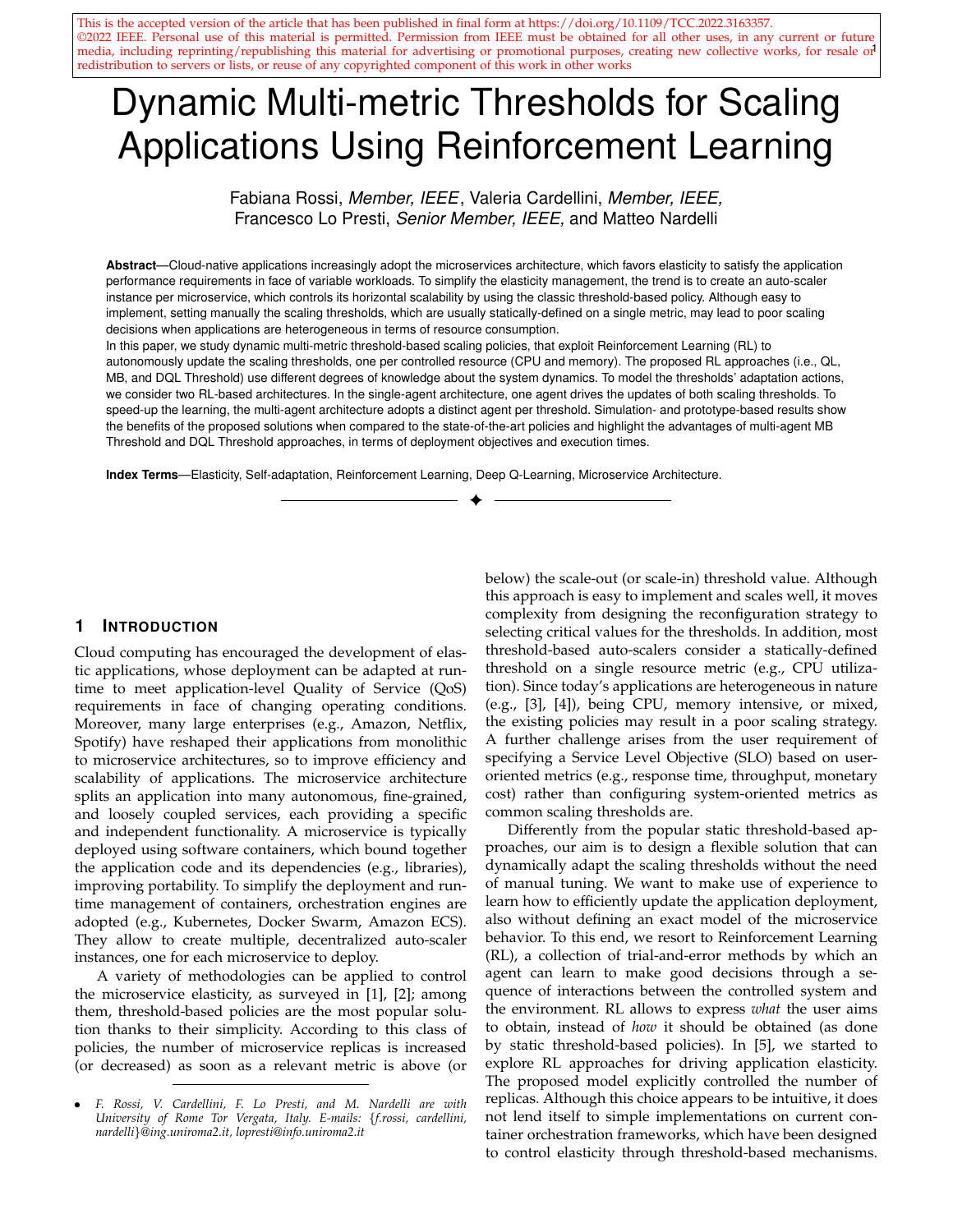This is the accepted version of the article that has been published in final form at https://doi.org/10.1109/TCC.2022.3163357.
©2022 IEEE. Personal use of this material is permitted. Permission from IEEE must be obtained for all other uses, in any current or future media, including reprinting/republishing this material for advertising or promotional purposes, creating new collective works, for resale or redistribution to servers or lists, or reuse of any copyrighted component of this work in other works

# Dynamic Multi-metric Thresholds for Scaling Applications Using Reinforcement Learning

Fabiana Rossi, *Member, IEEE*, Valeria Cardellini, *Member, IEEE*, Francesco Lo Presti, *Senior Member, IEEE*, and Matteo Nardelli

**Abstract**—Cloud-native applications increasingly adopt the microservices architecture, which favors elasticity to satisfy the application performance requirements in face of variable workloads. To simplify the elasticity management, the trend is to create an auto-scaler instance per microservice, which controls its horizontal scalability by using the classic threshold-based policy. Although easy to implement, setting manually the scaling thresholds, which are usually statically-defined on a single metric, may lead to poor scaling decisions when applications are heterogeneous in terms of resource consumption.
In this paper, we study dynamic multi-metric threshold-based scaling policies, that exploit Reinforcement Learning (RL) to autonomously update the scaling thresholds, one per controlled resource (CPU and memory). The proposed RL approaches (i.e., QL, MB, and DQL Threshold) use different degrees of knowledge about the system dynamics. To model the thresholds' adaptation actions, we consider two RL-based architectures. In the single-agent architecture, one agent drives the updates of both scaling thresholds. To speed-up the learning, the multi-agent architecture adopts a distinct agent per threshold. Simulation- and prototype-based results show the benefits of the proposed solutions when compared to the state-of-the-art policies and highlight the advantages of multi-agent MB Threshold and DQL Threshold approaches, in terms of deployment objectives and execution times.

**Index Terms**—Elasticity, Self-adaptation, Reinforcement Learning, Deep Q-Learning, Microservice Architecture.

## 1 Introduction

Cloud computing has encouraged the development of elastic applications, whose deployment can be adapted at run-time to meet application-level Quality of Service (QoS) requirements in face of changing operating conditions. Moreover, many large enterprises (e.g., Amazon, Netflix, Spotify) have reshaped their applications from monolithic to microservice architectures, so to improve efficiency and scalability of applications. The microservice architecture splits an application into many autonomous, fine-grained, and loosely coupled services, each providing a specific and independent functionality. A microservice is typically deployed using software containers, which bound together the application code and its dependencies (e.g., libraries), improving portability. To simplify the deployment and run-time management of containers, orchestration engines are adopted (e.g., Kubernetes, Docker Swarm, Amazon ECS). They allow to create multiple, decentralized auto-scaler instances, one for each microservice to deploy.

A variety of methodologies can be applied to control the microservice elasticity, as surveyed in [1], [2]; among them, threshold-based policies are the most popular solution thanks to their simplicity. According to this class of policies, the number of microservice replicas is increased (or decreased) as soon as a relevant metric is above (or below) the scale-out (or scale-in) threshold value. Although this approach is easy to implement and scales well, it moves complexity from designing the reconfiguration strategy to selecting critical values for the thresholds. In addition, most threshold-based auto-scalers consider a statically-defined threshold on a single resource metric (e.g., CPU utilization). Since today's applications are heterogeneous in nature (e.g., [3], [4]), being CPU, memory intensive, or mixed, the existing policies may result in a poor scaling strategy. A further challenge arises from the user requirement of specifying a Service Level Objective (SLO) based on user-oriented metrics (e.g., response time, throughput, monetary cost) rather than configuring system-oriented metrics as common scaling thresholds are.

Differently from the popular static threshold-based approaches, our aim is to design a flexible solution that can dynamically adapt the scaling thresholds without the need of manual tuning. We want to make use of experience to learn how to efficiently update the application deployment, also without defining an exact model of the microservice behavior. To this end, we resort to Reinforcement Learning (RL), a collection of trial-and-error methods by which an agent can learn to make good decisions through a sequence of interactions between the controlled system and the environment. RL allows to express *what* the user aims to obtain, instead of *how* it should be obtained (as done by static threshold-based policies). In [5], we started to explore RL approaches for driving application elasticity. The proposed model explicitly controlled the number of replicas. Although this choice appears to be intuitive, it does not lend itself to simple implementations on current container orchestration frameworks, which have been designed to control elasticity through threshold-based mechanisms.

- F. Rossi, V. Cardellini, F. Lo Presti, and M. Nardelli are with University of Rome Tor Vergata, Italy. E-mails: {f.rossi, cardellini, nardelli}@ing.uniroma2.it, lopresti@info.uniroma2.it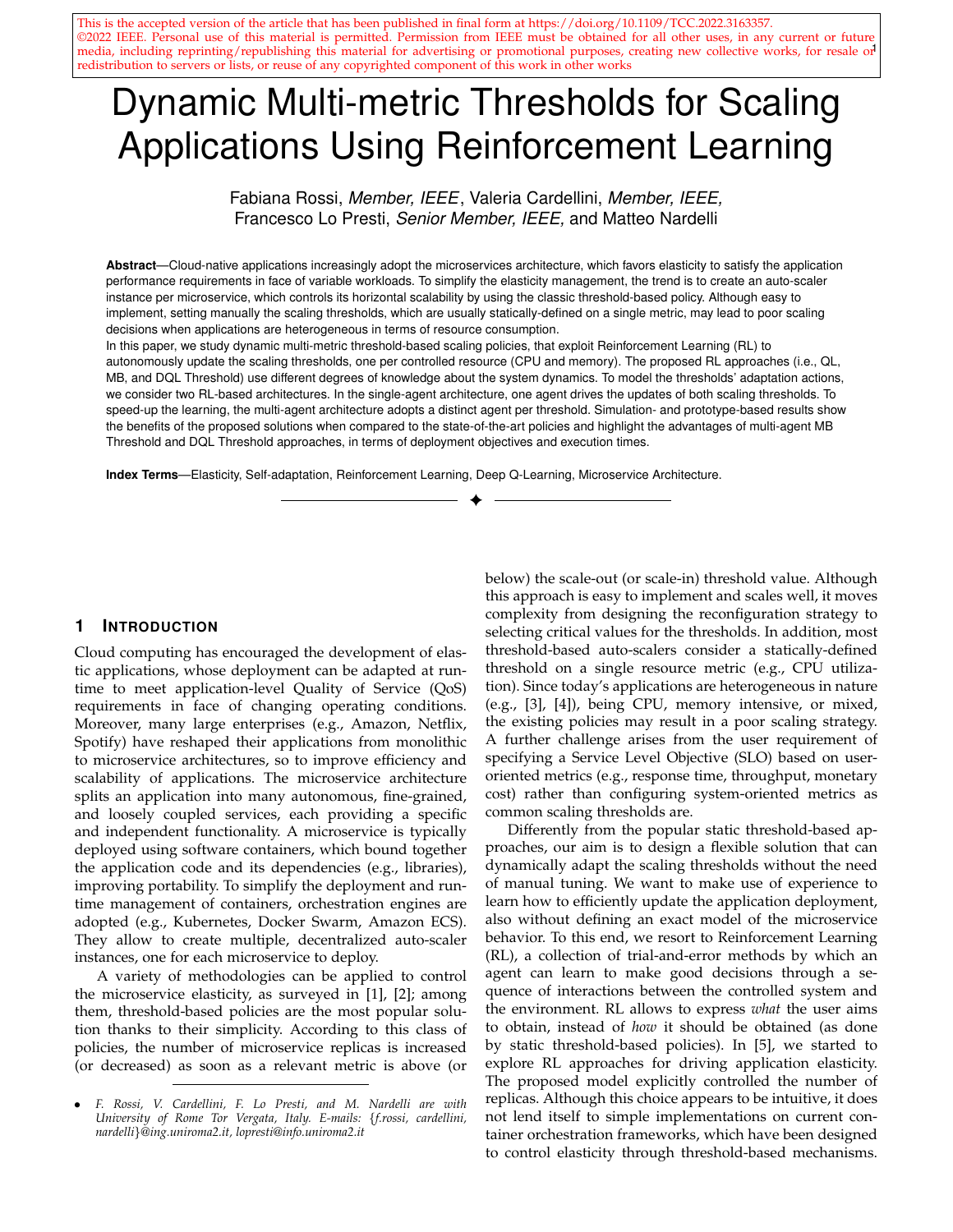This is the accepted version of the article that has been published in final form at https://doi.org/10.1109/TCC.2022.3163357.
©2022 IEEE. Personal use of this material is permitted. Permission from IEEE must be obtained for all other uses, in any current or future media, including reprinting/republishing this material for advertising or promotional purposes, creating new collective works, for resale or redistribution to servers or lists, or reuse of any copyrighted component of this work in other works

# Dynamic Multi-metric Thresholds for Scaling Applications Using Reinforcement Learning

Fabiana Rossi, *Member, IEEE*, Valeria Cardellini, *Member, IEEE*, Francesco Lo Presti, *Senior Member, IEEE*, and Matteo Nardelli

**Abstract**—Cloud-native applications increasingly adopt the microservices architecture, which favors elasticity to satisfy the application performance requirements in face of variable workloads. To simplify the elasticity management, the trend is to create an auto-scaler instance per microservice, which controls its horizontal scalability by using the classic threshold-based policy. Although easy to implement, setting manually the scaling thresholds, which are usually statically-defined on a single metric, may lead to poor scaling decisions when applications are heterogeneous in terms of resource consumption.
In this paper, we study dynamic multi-metric threshold-based scaling policies, that exploit Reinforcement Learning (RL) to autonomously update the scaling thresholds, one per controlled resource (CPU and memory). The proposed RL approaches (i.e., QL, MB, and DQL Threshold) use different degrees of knowledge about the system dynamics. To model the thresholds' adaptation actions, we consider two RL-based architectures. In the single-agent architecture, one agent drives the updates of both scaling thresholds. To speed-up the learning, the multi-agent architecture adopts a distinct agent per threshold. Simulation- and prototype-based results show the benefits of the proposed solutions when compared to the state-of-the-art policies and highlight the advantages of multi-agent MB Threshold and DQL Threshold approaches, in terms of deployment objectives and execution times.

**Index Terms**—Elasticity, Self-adaptation, Reinforcement Learning, Deep Q-Learning, Microservice Architecture.

## 1 Introduction

Cloud computing has encouraged the development of elastic applications, whose deployment can be adapted at run-time to meet application-level Quality of Service (QoS) requirements in face of changing operating conditions. Moreover, many large enterprises (e.g., Amazon, Netflix, Spotify) have reshaped their applications from monolithic to microservice architectures, so to improve efficiency and scalability of applications. The microservice architecture splits an application into many autonomous, fine-grained, and loosely coupled services, each providing a specific and independent functionality. A microservice is typically deployed using software containers, which bound together the application code and its dependencies (e.g., libraries), improving portability. To simplify the deployment and run-time management of containers, orchestration engines are adopted (e.g., Kubernetes, Docker Swarm, Amazon ECS). They allow to create multiple, decentralized auto-scaler instances, one for each microservice to deploy.

A variety of methodologies can be applied to control the microservice elasticity, as surveyed in [1], [2]; among them, threshold-based policies are the most popular solution thanks to their simplicity. According to this class of policies, the number of microservice replicas is increased (or decreased) as soon as a relevant metric is above (or below) the scale-out (or scale-in) threshold value. Although this approach is easy to implement and scales well, it moves complexity from designing the reconfiguration strategy to selecting critical values for the thresholds. In addition, most threshold-based auto-scalers consider a statically-defined threshold on a single resource metric (e.g., CPU utilization). Since today's applications are heterogeneous in nature (e.g., [3], [4]), being CPU, memory intensive, or mixed, the existing policies may result in a poor scaling strategy. A further challenge arises from the user requirement of specifying a Service Level Objective (SLO) based on user-oriented metrics (e.g., response time, throughput, monetary cost) rather than configuring system-oriented metrics as common scaling thresholds are.

Differently from the popular static threshold-based approaches, our aim is to design a flexible solution that can dynamically adapt the scaling thresholds without the need of manual tuning. We want to make use of experience to learn how to efficiently update the application deployment, also without defining an exact model of the microservice behavior. To this end, we resort to Reinforcement Learning (RL), a collection of trial-and-error methods by which an agent can learn to make good decisions through a sequence of interactions between the controlled system and the environment. RL allows to express *what* the user aims to obtain, instead of *how* it should be obtained (as done by static threshold-based policies). In [5], we started to explore RL approaches for driving application elasticity. The proposed model explicitly controlled the number of replicas. Although this choice appears to be intuitive, it does not lend itself to simple implementations on current container orchestration frameworks, which have been designed to control elasticity through threshold-based mechanisms.

- F. Rossi, V. Cardellini, F. Lo Presti, and M. Nardelli are with University of Rome Tor Vergata, Italy. E-mails: {f.rossi, cardellini, nardelli}@ing.uniroma2.it, lopresti@info.uniroma2.it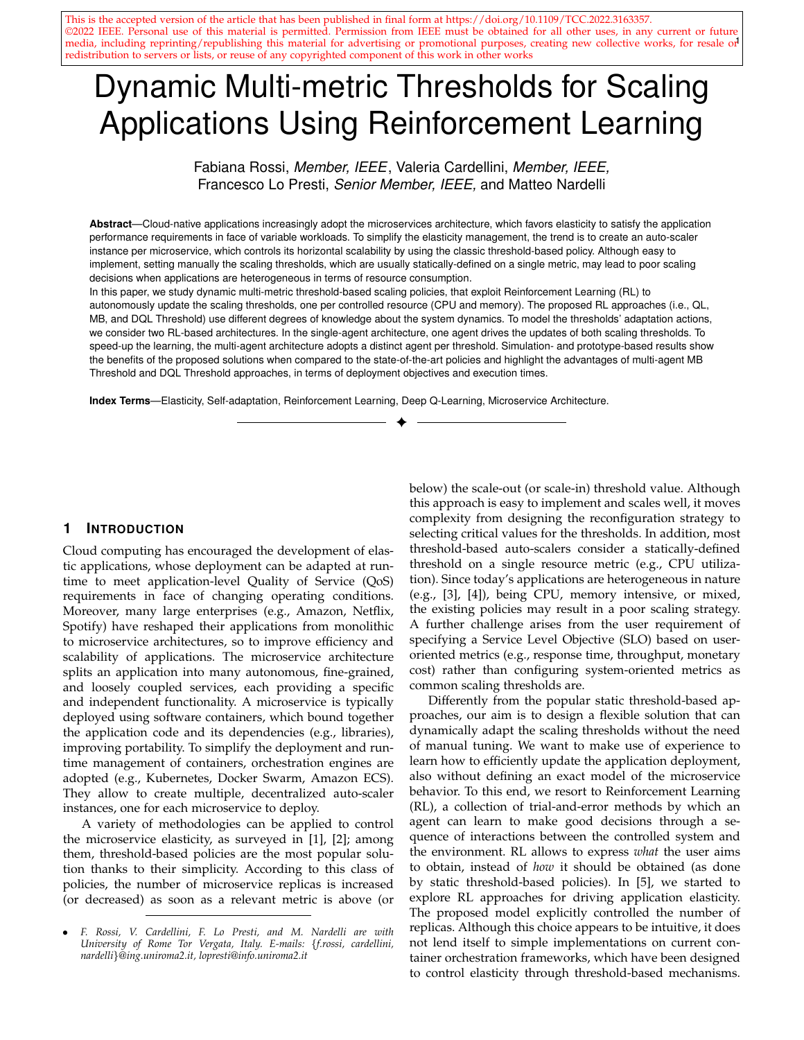This is the accepted version of the article that has been published in final form at https://doi.org/10.1109/TCC.2022.3163357.
©2022 IEEE. Personal use of this material is permitted. Permission from IEEE must be obtained for all other uses, in any current or future media, including reprinting/republishing this material for advertising or promotional purposes, creating new collective works, for resale or redistribution to servers or lists, or reuse of any copyrighted component of this work in other works

# Dynamic Multi-metric Thresholds for Scaling Applications Using Reinforcement Learning

Fabiana Rossi, *Member, IEEE*, Valeria Cardellini, *Member, IEEE,* Francesco Lo Presti, *Senior Member, IEEE,* and Matteo Nardelli

**Abstract**—Cloud-native applications increasingly adopt the microservices architecture, which favors elasticity to satisfy the application performance requirements in face of variable workloads. To simplify the elasticity management, the trend is to create an auto-scaler instance per microservice, which controls its horizontal scalability by using the classic threshold-based policy. Although easy to implement, setting manually the scaling thresholds, which are usually statically-defined on a single metric, may lead to poor scaling decisions when applications are heterogeneous in terms of resource consumption.
In this paper, we study dynamic multi-metric threshold-based scaling policies, that exploit Reinforcement Learning (RL) to autonomously update the scaling thresholds, one per controlled resource (CPU and memory). The proposed RL approaches (i.e., QL, MB, and DQL Threshold) use different degrees of knowledge about the system dynamics. To model the thresholds' adaptation actions, we consider two RL-based architectures. In the single-agent architecture, one agent drives the updates of both scaling thresholds. To speed-up the learning, the multi-agent architecture adopts a distinct agent per threshold. Simulation- and prototype-based results show the benefits of the proposed solutions when compared to the state-of-the-art policies and highlight the advantages of multi-agent MB Threshold and DQL Threshold approaches, in terms of deployment objectives and execution times.

**Index Terms**—Elasticity, Self-adaptation, Reinforcement Learning, Deep Q-Learning, Microservice Architecture.

## 1 Introduction

Cloud computing has encouraged the development of elastic applications, whose deployment can be adapted at runtime to meet application-level Quality of Service (QoS) requirements in face of changing operating conditions. Moreover, many large enterprises (e.g., Amazon, Netflix, Spotify) have reshaped their applications from monolithic to microservice architectures, so to improve efficiency and scalability of applications. The microservice architecture splits an application into many autonomous, fine-grained, and loosely coupled services, each providing a specific and independent functionality. A microservice is typically deployed using software containers, which bound together the application code and its dependencies (e.g., libraries), improving portability. To simplify the deployment and runtime management of containers, orchestration engines are adopted (e.g., Kubernetes, Docker Swarm, Amazon ECS). They allow to create multiple, decentralized auto-scaler instances, one for each microservice to deploy.

A variety of methodologies can be applied to control the microservice elasticity, as surveyed in [1], [2]; among them, threshold-based policies are the most popular solution thanks to their simplicity. According to this class of policies, the number of microservice replicas is increased (or decreased) as soon as a relevant metric is above (or below) the scale-out (or scale-in) threshold value. Although this approach is easy to implement and scales well, it moves complexity from designing the reconfiguration strategy to selecting critical values for the thresholds. In addition, most threshold-based auto-scalers consider a statically-defined threshold on a single resource metric (e.g., CPU utilization). Since today's applications are heterogeneous in nature (e.g., [3], [4]), being CPU, memory intensive, or mixed, the existing policies may result in a poor scaling strategy. A further challenge arises from the user requirement of specifying a Service Level Objective (SLO) based on user-oriented metrics (e.g., response time, throughput, monetary cost) rather than configuring system-oriented metrics as common scaling thresholds are.

Differently from the popular static threshold-based approaches, our aim is to design a flexible solution that can dynamically adapt the scaling thresholds without the need of manual tuning. We want to make use of experience to learn how to efficiently update the application deployment, also without defining an exact model of the microservice behavior. To this end, we resort to Reinforcement Learning (RL), a collection of trial-and-error methods by which an agent can learn to make good decisions through a sequence of interactions between the controlled system and the environment. RL allows to express *what* the user aims to obtain, instead of *how* it should be obtained (as done by static threshold-based policies). In [5], we started to explore RL approaches for driving application elasticity. The proposed model explicitly controlled the number of replicas. Although this choice appears to be intuitive, it does not lend itself to simple implementations on current container orchestration frameworks, which have been designed to control elasticity through threshold-based mechanisms.

- *F. Rossi, V. Cardellini, F. Lo Presti, and M. Nardelli are with University of Rome Tor Vergata, Italy. E-mails: {f.rossi, cardellini, nardelli}@ing.uniroma2.it, lopresti@info.uniroma2.it*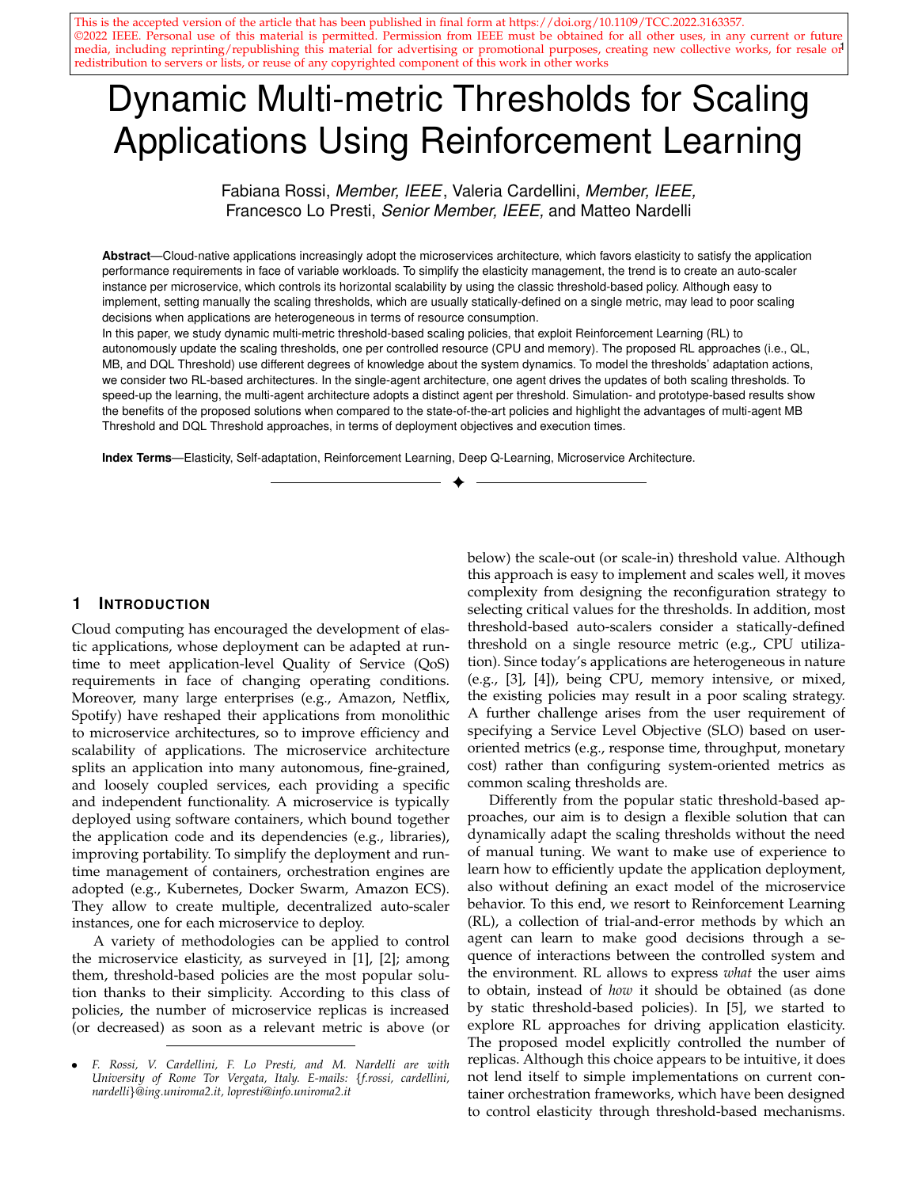This is the accepted version of the article that has been published in final form at https://doi.org/10.1109/TCC.2022.3163357.
©2022 IEEE. Personal use of this material is permitted. Permission from IEEE must be obtained for all other uses, in any current or future media, including reprinting/republishing this material for advertising or promotional purposes, creating new collective works, for resale or redistribution to servers or lists, or reuse of any copyrighted component of this work in other works

# Dynamic Multi-metric Thresholds for Scaling Applications Using Reinforcement Learning

Fabiana Rossi, *Member, IEEE*, Valeria Cardellini, *Member, IEEE,* Francesco Lo Presti, *Senior Member, IEEE,* and Matteo Nardelli

**Abstract**—Cloud-native applications increasingly adopt the microservices architecture, which favors elasticity to satisfy the application performance requirements in face of variable workloads. To simplify the elasticity management, the trend is to create an auto-scaler instance per microservice, which controls its horizontal scalability by using the classic threshold-based policy. Although easy to implement, setting manually the scaling thresholds, which are usually statically-defined on a single metric, may lead to poor scaling decisions when applications are heterogeneous in terms of resource consumption.
In this paper, we study dynamic multi-metric threshold-based scaling policies, that exploit Reinforcement Learning (RL) to autonomously update the scaling thresholds, one per controlled resource (CPU and memory). The proposed RL approaches (i.e., QL, MB, and DQL Threshold) use different degrees of knowledge about the system dynamics. To model the thresholds' adaptation actions, we consider two RL-based architectures. In the single-agent architecture, one agent drives the updates of both scaling thresholds. To speed-up the learning, the multi-agent architecture adopts a distinct agent per threshold. Simulation- and prototype-based results show the benefits of the proposed solutions when compared to the state-of-the-art policies and highlight the advantages of multi-agent MB Threshold and DQL Threshold approaches, in terms of deployment objectives and execution times.

**Index Terms**—Elasticity, Self-adaptation, Reinforcement Learning, Deep Q-Learning, Microservice Architecture.

## 1 Introduction

Cloud computing has encouraged the development of elastic applications, whose deployment can be adapted at runtime to meet application-level Quality of Service (QoS) requirements in face of changing operating conditions. Moreover, many large enterprises (e.g., Amazon, Netflix, Spotify) have reshaped their applications from monolithic to microservice architectures, so to improve efficiency and scalability of applications. The microservice architecture splits an application into many autonomous, fine-grained, and loosely coupled services, each providing a specific and independent functionality. A microservice is typically deployed using software containers, which bound together the application code and its dependencies (e.g., libraries), improving portability. To simplify the deployment and runtime management of containers, orchestration engines are adopted (e.g., Kubernetes, Docker Swarm, Amazon ECS). They allow to create multiple, decentralized auto-scaler instances, one for each microservice to deploy.

A variety of methodologies can be applied to control the microservice elasticity, as surveyed in [1], [2]; among them, threshold-based policies are the most popular solution thanks to their simplicity. According to this class of policies, the number of microservice replicas is increased (or decreased) as soon as a relevant metric is above (or below) the scale-out (or scale-in) threshold value. Although this approach is easy to implement and scales well, it moves complexity from designing the reconfiguration strategy to selecting critical values for the thresholds. In addition, most threshold-based auto-scalers consider a statically-defined threshold on a single resource metric (e.g., CPU utilization). Since today's applications are heterogeneous in nature (e.g., [3], [4]), being CPU, memory intensive, or mixed, the existing policies may result in a poor scaling strategy. A further challenge arises from the user requirement of specifying a Service Level Objective (SLO) based on user-oriented metrics (e.g., response time, throughput, monetary cost) rather than configuring system-oriented metrics as common scaling thresholds are.

Differently from the popular static threshold-based approaches, our aim is to design a flexible solution that can dynamically adapt the scaling thresholds without the need of manual tuning. We want to make use of experience to learn how to efficiently update the application deployment, also without defining an exact model of the microservice behavior. To this end, we resort to Reinforcement Learning (RL), a collection of trial-and-error methods by which an agent can learn to make good decisions through a sequence of interactions between the controlled system and the environment. RL allows to express *what* the user aims to obtain, instead of *how* it should be obtained (as done by static threshold-based policies). In [5], we started to explore RL approaches for driving application elasticity. The proposed model explicitly controlled the number of replicas. Although this choice appears to be intuitive, it does not lend itself to simple implementations on current container orchestration frameworks, which have been designed to control elasticity through threshold-based mechanisms.

- F. Rossi, V. Cardellini, F. Lo Presti, and M. Nardelli are with University of Rome Tor Vergata, Italy. E-mails: {f.rossi, cardellini, nardelli}@ing.uniroma2.it, lopresti@info.uniroma2.it